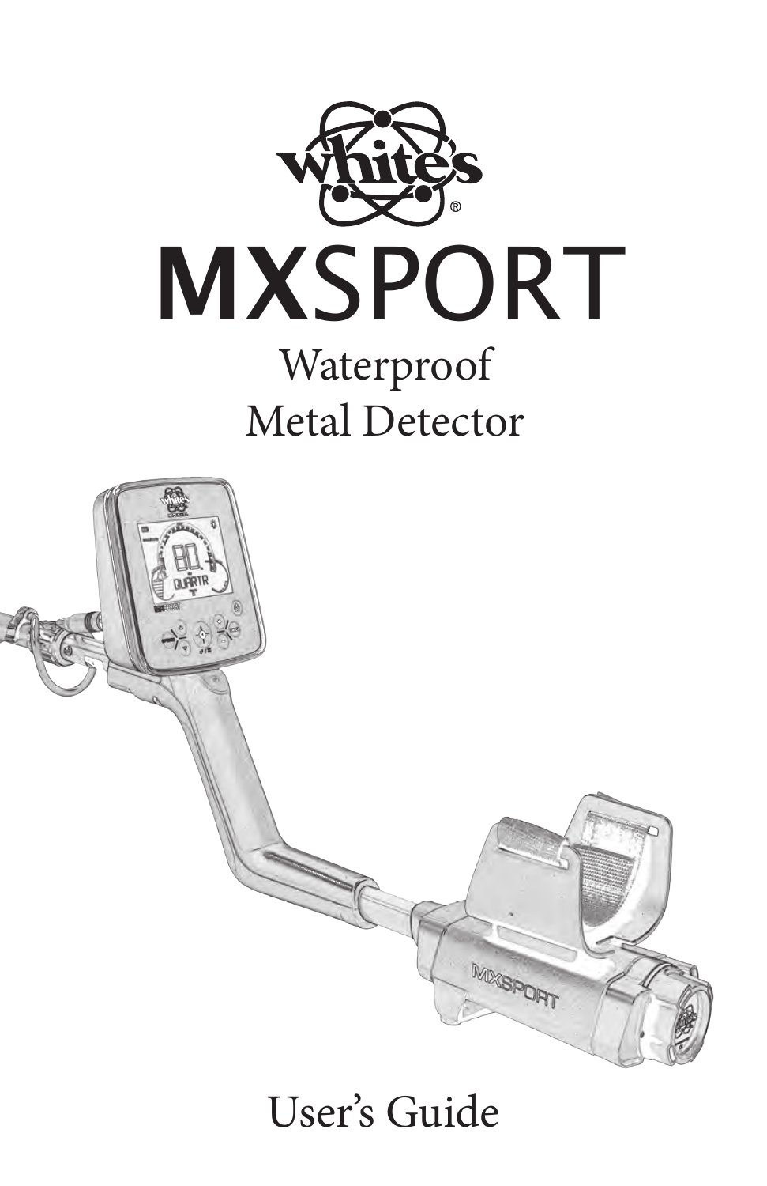whites®

# MXSPORT

Waterproof
Metal Detector

User's Guide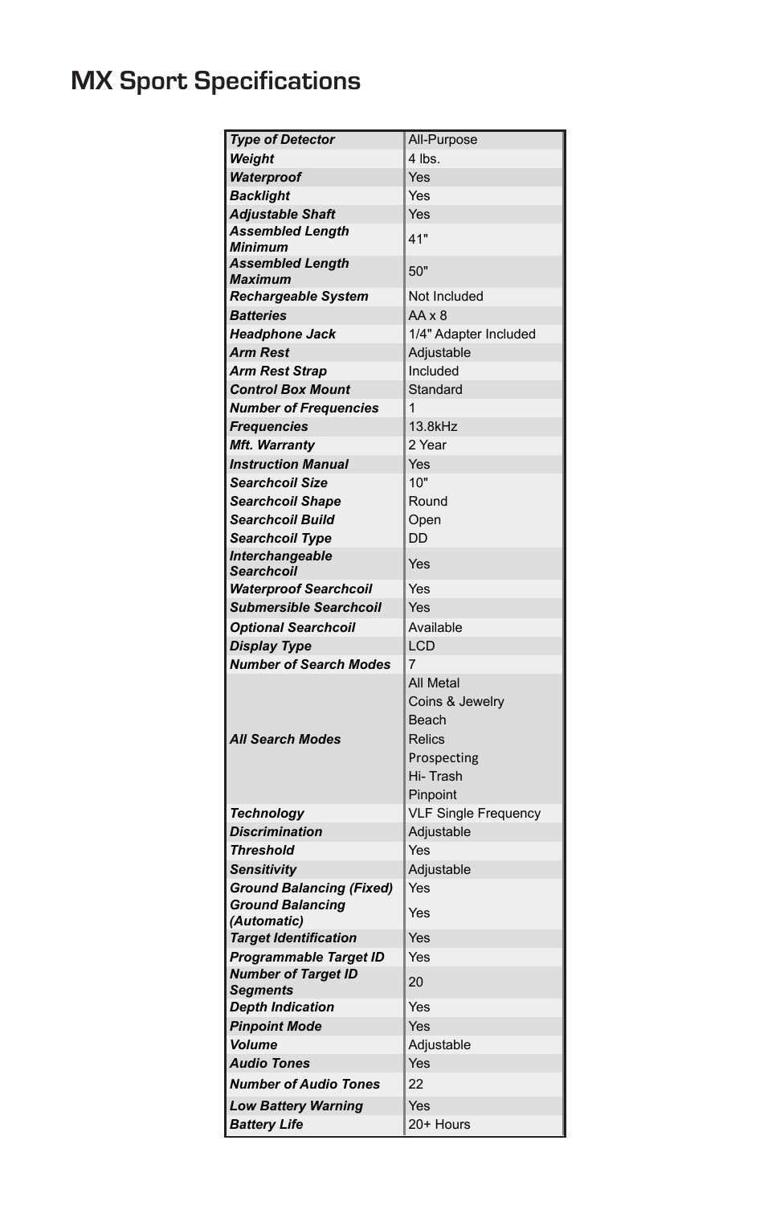# MX Sport Specifications

| | |
|---|---|
| ***Type of Detector*** | All-Purpose |
| ***Weight*** | 4 lbs. |
| ***Waterproof*** | Yes |
| ***Backlight*** | Yes |
| ***Adjustable Shaft*** | Yes |
| ***Assembled Length Minimum*** | 41" |
| ***Assembled Length Maximum*** | 50" |
| ***Rechargeable System*** | Not Included |
| ***Batteries*** | AA x 8 |
| ***Headphone Jack*** | 1/4" Adapter Included |
| ***Arm Rest*** | Adjustable |
| ***Arm Rest Strap*** | Included |
| ***Control Box Mount*** | Standard |
| ***Number of Frequencies*** | 1 |
| ***Frequencies*** | 13.8kHz |
| ***Mft. Warranty*** | 2 Year |
| ***Instruction Manual*** | Yes |
| ***Searchcoil Size*** | 10" |
| ***Searchcoil Shape*** | Round |
| ***Searchcoil Build*** | Open |
| ***Searchcoil Type*** | DD |
| ***Interchangeable Searchcoil*** | Yes |
| ***Waterproof Searchcoil*** | Yes |
| ***Submersible Searchcoil*** | Yes |
| ***Optional Searchcoil*** | Available |
| ***Display Type*** | LCD |
| ***Number of Search Modes*** | 7 |
| ***All Search Modes*** | All Metal<br>Coins & Jewelry<br>Beach<br>Relics<br>Prospecting<br>Hi- Trash<br>Pinpoint |
| ***Technology*** | VLF Single Frequency |
| ***Discrimination*** | Adjustable |
| ***Threshold*** | Yes |
| ***Sensitivity*** | Adjustable |
| ***Ground Balancing (Fixed)*** | Yes |
| ***Ground Balancing (Automatic)*** | Yes |
| ***Target Identification*** | Yes |
| ***Programmable Target ID*** | Yes |
| ***Number of Target ID Segments*** | 20 |
| ***Depth Indication*** | Yes |
| ***Pinpoint Mode*** | Yes |
| ***Volume*** | Adjustable |
| ***Audio Tones*** | Yes |
| ***Number of Audio Tones*** | 22 |
| ***Low Battery Warning*** | Yes |
| ***Battery Life*** | 20+ Hours |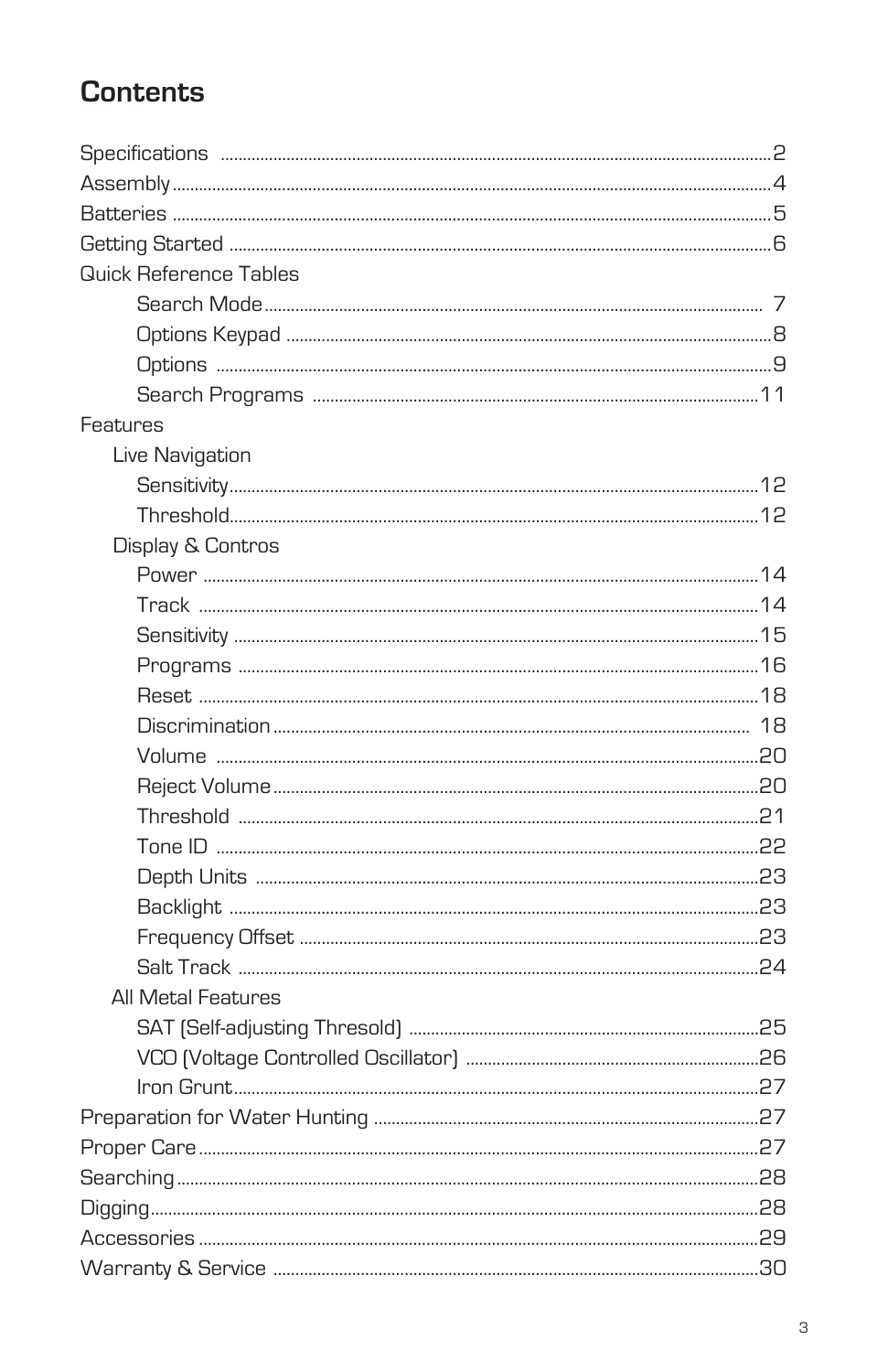# Contents

- Specifications ........ 2
- Assembly ........ 4
- Batteries ........ 5
- Getting Started ........ 6
- Quick Reference Tables
  - Search Mode ........ 7
  - Options Keypad ........ 8
  - Options ........ 9
  - Search Programs ........ 11
- Features
  - Live Navigation
    - Sensitivity ........ 12
    - Threshold ........ 12
  - Display & Contros
    - Power ........ 14
    - Track ........ 14
    - Sensitivity ........ 15
    - Programs ........ 16
    - Reset ........ 18
    - Discrimination ........ 18
    - Volume ........ 20
    - Reject Volume ........ 20
    - Threshold ........ 21
    - Tone ID ........ 22
    - Depth Units ........ 23
    - Backlight ........ 23
    - Frequency Offset ........ 23
    - Salt Track ........ 24
  - All Metal Features
    - SAT (Self-adjusting Thresold) ........ 25
    - VCO (Voltage Controlled Oscillator) ........ 26
    - Iron Grunt ........ 27
- Preparation for Water Hunting ........ 27
- Proper Care ........ 27
- Searching ........ 28
- Digging ........ 28
- Accessories ........ 29
- Warranty & Service ........ 30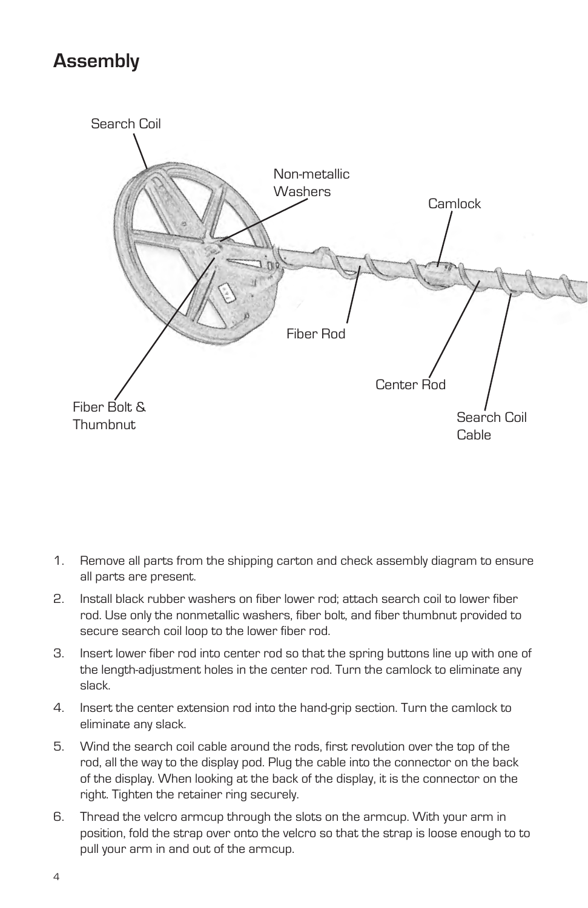# Assembly

1. Remove all parts from the shipping carton and check assembly diagram to ensure all parts are present.
2. Install black rubber washers on fiber lower rod; attach search coil to lower fiber rod. Use only the nonmetallic washers, fiber bolt, and fiber thumbnut provided to secure search coil loop to the lower fiber rod.
3. Insert lower fiber rod into center rod so that the spring buttons line up with one of the length-adjustment holes in the center rod. Turn the camlock to eliminate any slack.
4. Insert the center extension rod into the hand-grip section. Turn the camlock to eliminate any slack.
5. Wind the search coil cable around the rods, first revolution over the top of the rod, all the way to the display pod. Plug the cable into the connector on the back of the display. When looking at the back of the display, it is the connector on the right. Tighten the retainer ring securely.
6. Thread the velcro armcup through the slots on the armcup. With your arm in position, fold the strap over onto the velcro so that the strap is loose enough to to pull your arm in and out of the armcup.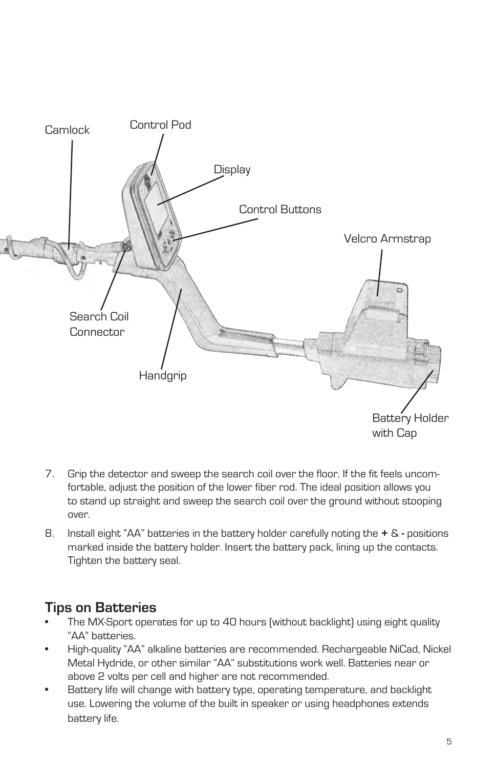Camlock

Control Pod

Display

Control Buttons

Velcro Armstrap

Search Coil Connector

Handgrip

Battery Holder with Cap

7. Grip the detector and sweep the search coil over the floor. If the fit feels uncomfortable, adjust the position of the lower fiber rod. The ideal position allows you to stand up straight and sweep the search coil over the ground without stooping over.

8. Install eight "AA" batteries in the battery holder carefully noting the **+** & **-** positions marked inside the battery holder. Insert the battery pack, lining up the contacts. Tighten the battery seal.

## Tips on Batteries

- The MX-Sport operates for up to 40 hours (without backlight) using eight quality "AA" batteries.
- High-quality "AA" alkaline batteries are recommended. Rechargeable NiCad, Nickel Metal Hydride, or other similar "AA" substitutions work well. Batteries near or above 2 volts per cell and higher are not recommended.
- Battery life will change with battery type, operating temperature, and backlight use. Lowering the volume of the built in speaker or using headphones extends battery life.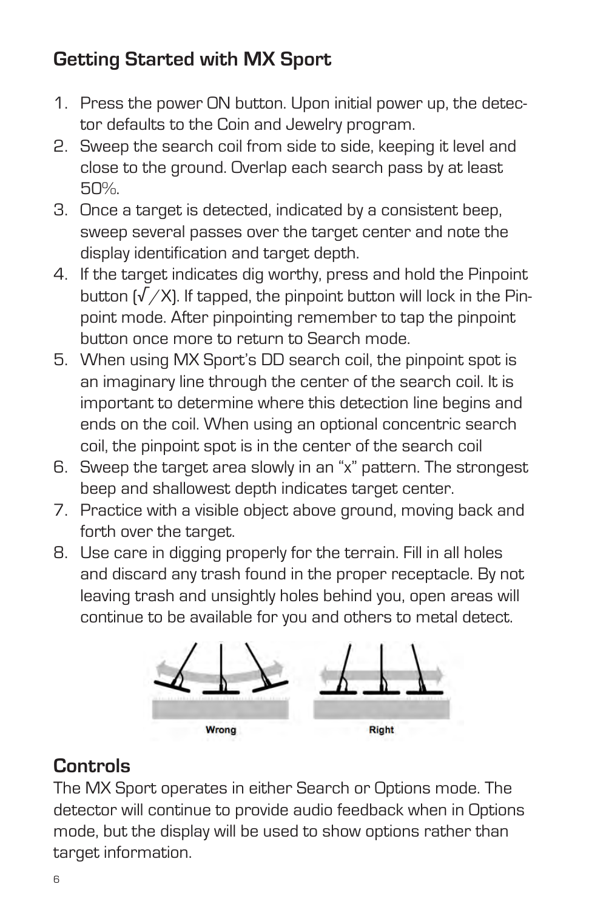## Getting Started with MX Sport

1. Press the power ON button. Upon initial power up, the detector defaults to the Coin and Jewelry program.
2. Sweep the search coil from side to side, keeping it level and close to the ground. Overlap each search pass by at least 50%.
3. Once a target is detected, indicated by a consistent beep, sweep several passes over the target center and note the display identification and target depth.
4. If the target indicates dig worthy, press and hold the Pinpoint button (√/X). If tapped, the pinpoint button will lock in the Pinpoint mode. After pinpointing remember to tap the pinpoint button once more to return to Search mode.
5. When using MX Sport's DD search coil, the pinpoint spot is an imaginary line through the center of the search coil. It is important to determine where this detection line begins and ends on the coil. When using an optional concentric search coil, the pinpoint spot is in the center of the search coil
6. Sweep the target area slowly in an "x" pattern. The strongest beep and shallowest depth indicates target center.
7. Practice with a visible object above ground, moving back and forth over the target.
8. Use care in digging properly for the terrain. Fill in all holes and discard any trash found in the proper receptacle. By not leaving trash and unsightly holes behind you, open areas will continue to be available for you and others to metal detect.

Wrong Right

## Controls

The MX Sport operates in either Search or Options mode. The detector will continue to provide audio feedback when in Options mode, but the display will be used to show options rather than target information.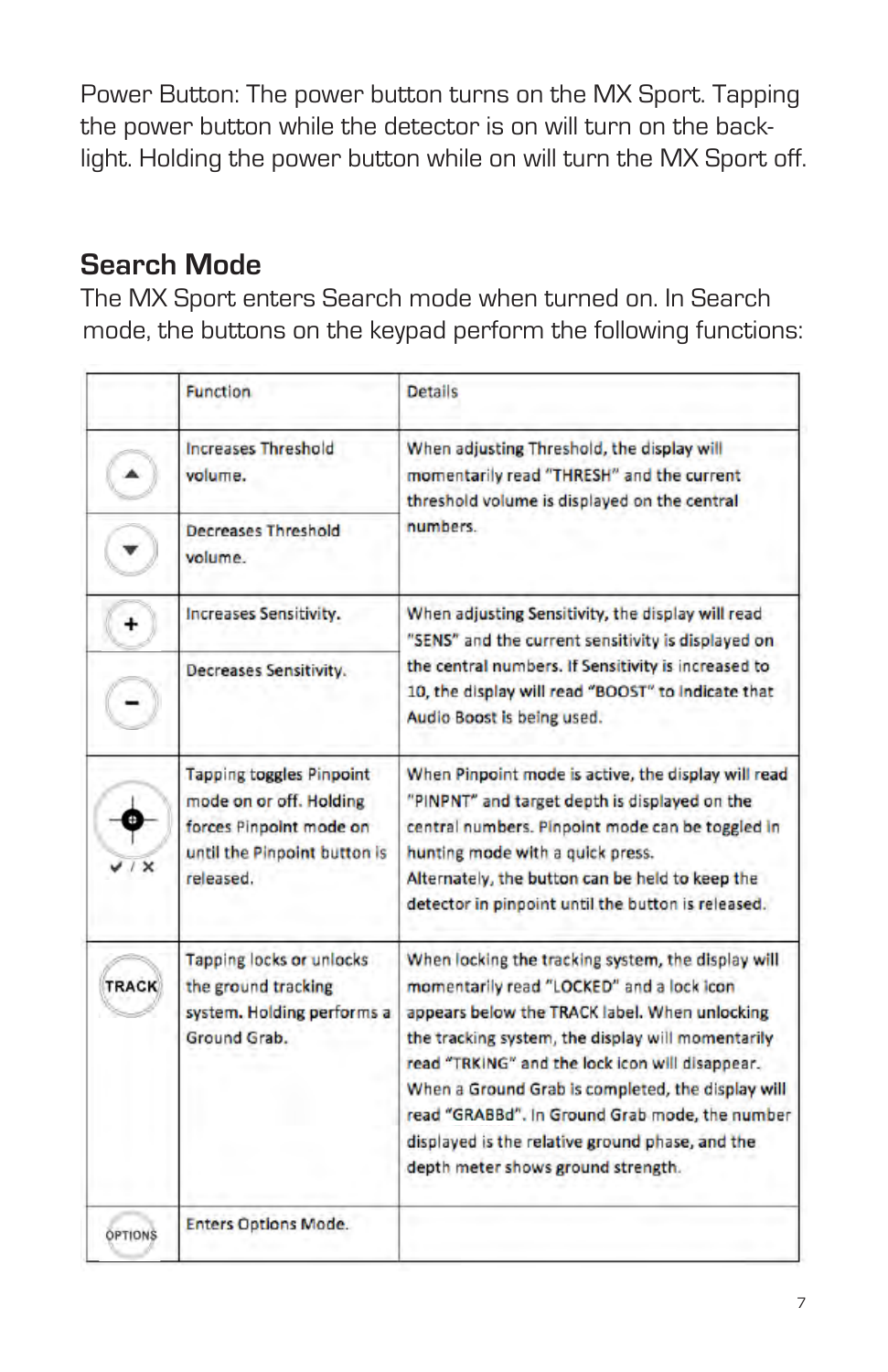Power Button: The power button turns on the MX Sport. Tapping the power button while the detector is on will turn on the back-light. Holding the power button while on will turn the MX Sport off.

## Search Mode

The MX Sport enters Search mode when turned on. In Search mode, the buttons on the keypad perform the following functions:

| | Function | Details |
|---|---|---|
| ▲ | Increases Threshold volume. | When adjusting Threshold, the display will momentarily read "THRESH" and the current threshold volume is displayed on the central numbers. |
| ▼ | Decreases Threshold volume. | |
| + | Increases Sensitivity. | When adjusting Sensitivity, the display will read "SENS" and the current sensitivity is displayed on the central numbers. If Sensitivity is increased to 10, the display will read "BOOST" to indicate that Audio Boost is being used. |
| – | Decreases Sensitivity. | |
| ✔ / ✖ | Tapping toggles Pinpoint mode on or off. Holding forces Pinpoint mode on until the Pinpoint button is released. | When Pinpoint mode is active, the display will read "PINPNT" and target depth is displayed on the central numbers. Pinpoint mode can be toggled in hunting mode with a quick press. Alternately, the button can be held to keep the detector in pinpoint until the button is released. |
| TRACK | Tapping locks or unlocks the ground tracking system. Holding performs a Ground Grab. | When locking the tracking system, the display will momentarily read "LOCKED" and a lock icon appears below the TRACK label. When unlocking the tracking system, the display will momentarily read "TRKING" and the lock icon will disappear. When a Ground Grab is completed, the display will read "GRABBd". In Ground Grab mode, the number displayed is the relative ground phase, and the depth meter shows ground strength. |
| OPTIONS | Enters Options Mode. | |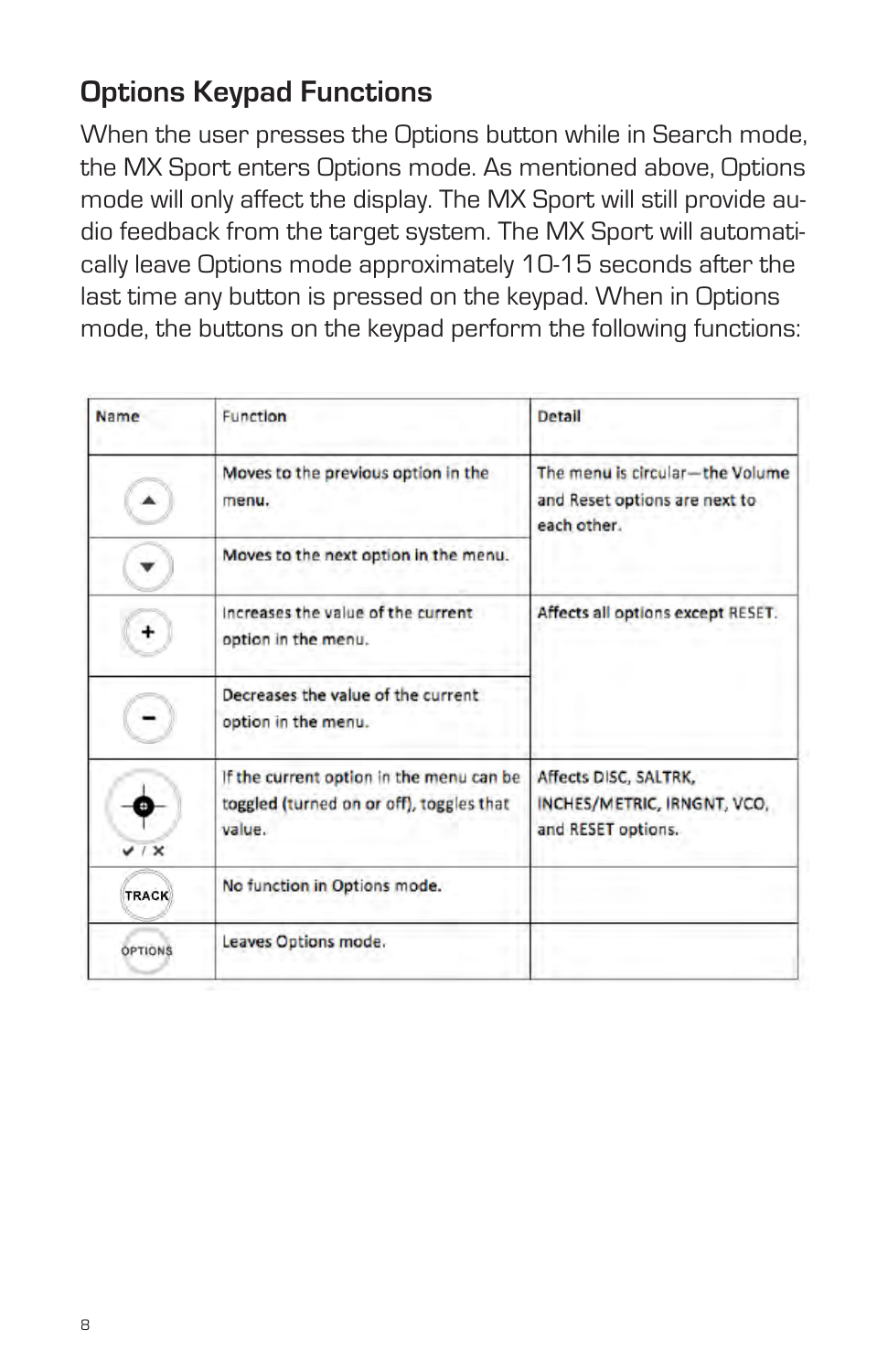## Options Keypad Functions

When the user presses the Options button while in Search mode, the MX Sport enters Options mode. As mentioned above, Options mode will only affect the display. The MX Sport will still provide audio feedback from the target system. The MX Sport will automatically leave Options mode approximately 10-15 seconds after the last time any button is pressed on the keypad. When in Options mode, the buttons on the keypad perform the following functions:

| Name | Function | Detail |
|---|---|---|
| ▲ | Moves to the previous option in the menu. | The menu is circular—the Volume and Reset options are next to each other. |
| ▼ | Moves to the next option in the menu. | |
| + | Increases the value of the current option in the menu. | Affects all options except RESET. |
| − | Decreases the value of the current option in the menu. | |
| ✔ / ✕ | If the current option in the menu can be toggled (turned on or off), toggles that value. | Affects DISC, SALTRK, INCHES/METRIC, IRNGNT, VCO, and RESET options. |
| TRACK | No function in Options mode. | |
| OPTIONS | Leaves Options mode. | |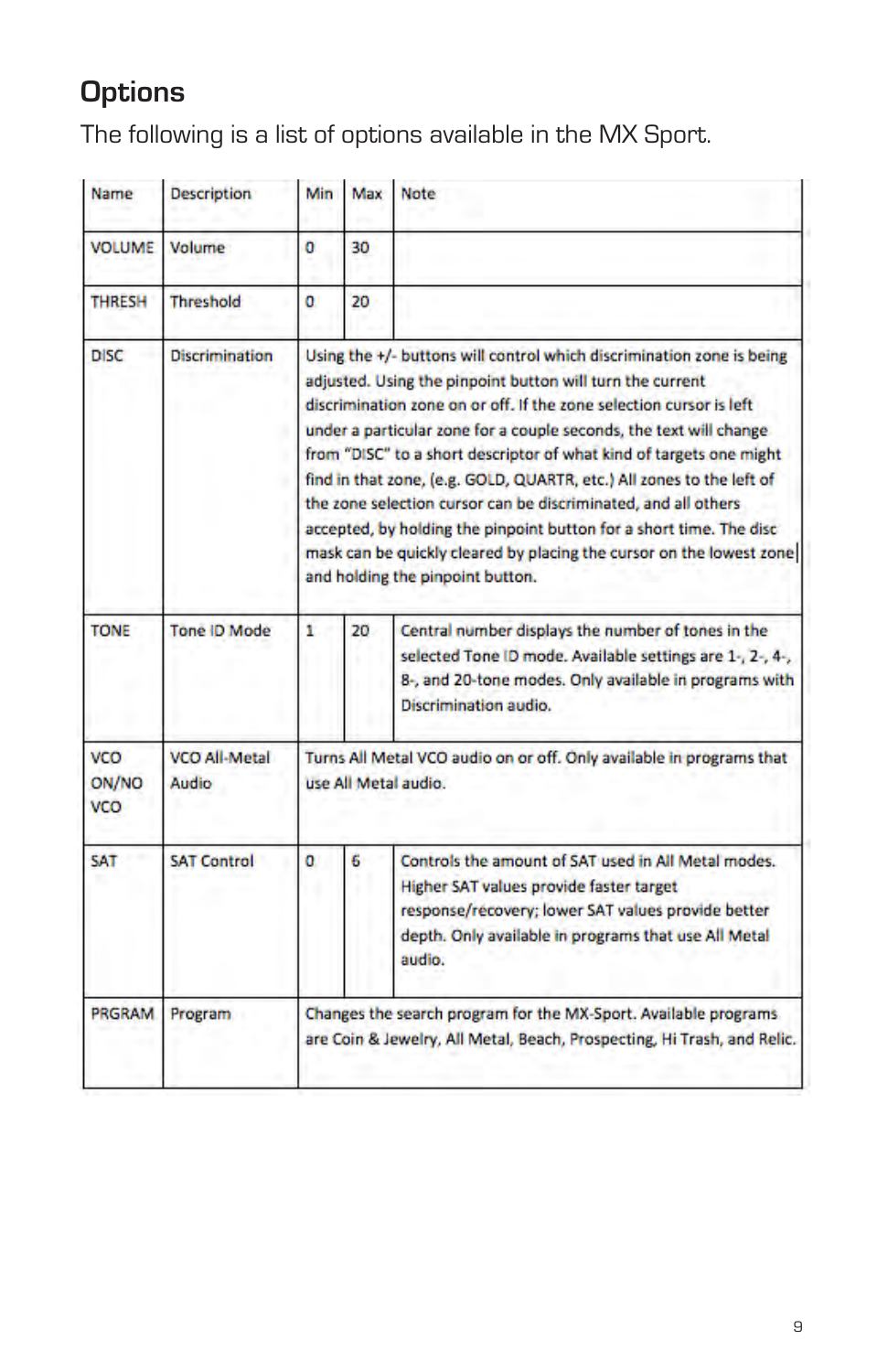## Options

The following is a list of options available in the MX Sport.

| Name | Description | Min | Max | Note |
|---|---|---|---|---|
| VOLUME | Volume | 0 | 30 | |
| THRESH | Threshold | 0 | 20 | |
| DISC | Discrimination | Using the +/- buttons will control which discrimination zone is being adjusted. Using the pinpoint button will turn the current discrimination zone on or off. If the zone selection cursor is left under a particular zone for a couple seconds, the text will change from "DISC" to a short descriptor of what kind of targets one might find in that zone, (e.g. GOLD, QUARTR, etc.) All zones to the left of the zone selection cursor can be discriminated, and all others accepted, by holding the pinpoint button for a short time. The disc mask can be quickly cleared by placing the cursor on the lowest zone and holding the pinpoint button. | | |
| TONE | Tone ID Mode | 1 | 20 | Central number displays the number of tones in the selected Tone ID mode. Available settings are 1-, 2-, 4-, 8-, and 20-tone modes. Only available in programs with Discrimination audio. |
| VCO ON/NO VCO | VCO All-Metal Audio | Turns All Metal VCO audio on or off. Only available in programs that use All Metal audio. | | |
| SAT | SAT Control | 0 | 6 | Controls the amount of SAT used in All Metal modes. Higher SAT values provide faster target response/recovery; lower SAT values provide better depth. Only available in programs that use All Metal audio. |
| PRGRAM | Program | Changes the search program for the MX-Sport. Available programs are Coin & Jewelry, All Metal, Beach, Prospecting, Hi Trash, and Relic. | | |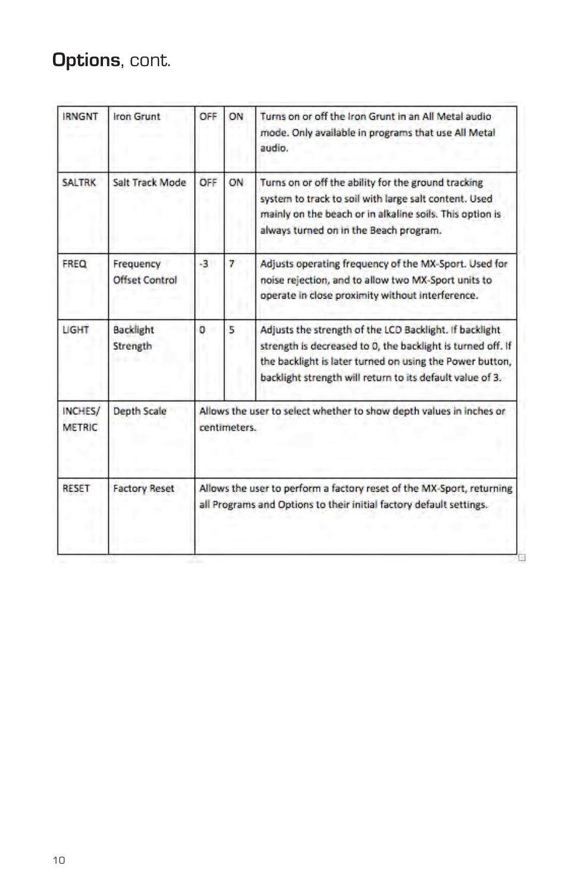# **Options**, cont.

| | | | | |
|---|---|---|---|---|
| IRNGNT | Iron Grunt | OFF | ON | Turns on or off the Iron Grunt in an All Metal audio mode. Only available in programs that use All Metal audio. |
| SALTRK | Salt Track Mode | OFF | ON | Turns on or off the ability for the ground tracking system to track to soil with large salt content. Used mainly on the beach or in alkaline soils. This option is always turned on in the Beach program. |
| FREQ | Frequency Offset Control | -3 | 7 | Adjusts operating frequency of the MX-Sport. Used for noise rejection, and to allow two MX-Sport units to operate in close proximity without interference. |
| LIGHT | Backlight Strength | 0 | 5 | Adjusts the strength of the LCD Backlight. If backlight strength is decreased to 0, the backlight is turned off. If the backlight is later turned on using the Power button, backlight strength will return to its default value of 3. |
| INCHES/ METRIC | Depth Scale | Allows the user to select whether to show depth values in inches or centimeters. | | |
| RESET | Factory Reset | Allows the user to perform a factory reset of the MX-Sport, returning all Programs and Options to their initial factory default settings. | | |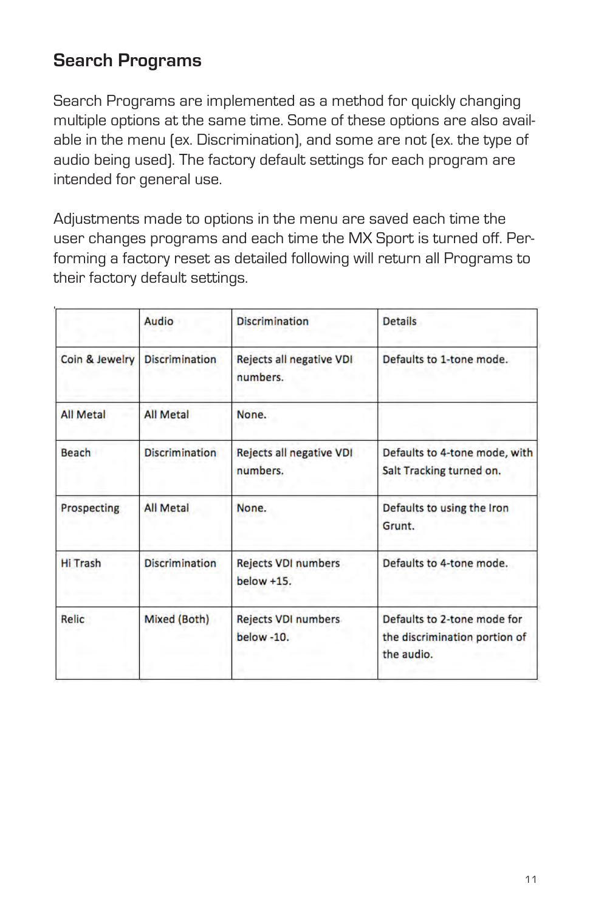## Search Programs

Search Programs are implemented as a method for quickly changing multiple options at the same time. Some of these options are also available in the menu (ex. Discrimination), and some are not (ex. the type of audio being used). The factory default settings for each program are intended for general use.

Adjustments made to options in the menu are saved each time the user changes programs and each time the MX Sport is turned off. Performing a factory reset as detailed following will return all Programs to their factory default settings.

| | Audio | Discrimination | Details |
|---|---|---|---|
| Coin & Jewelry | Discrimination | Rejects all negative VDI numbers. | Defaults to 1-tone mode. |
| All Metal | All Metal | None. | |
| Beach | Discrimination | Rejects all negative VDI numbers. | Defaults to 4-tone mode, with Salt Tracking turned on. |
| Prospecting | All Metal | None. | Defaults to using the Iron Grunt. |
| Hi Trash | Discrimination | Rejects VDI numbers below +15. | Defaults to 4-tone mode. |
| Relic | Mixed (Both) | Rejects VDI numbers below -10. | Defaults to 2-tone mode for the discrimination portion of the audio. |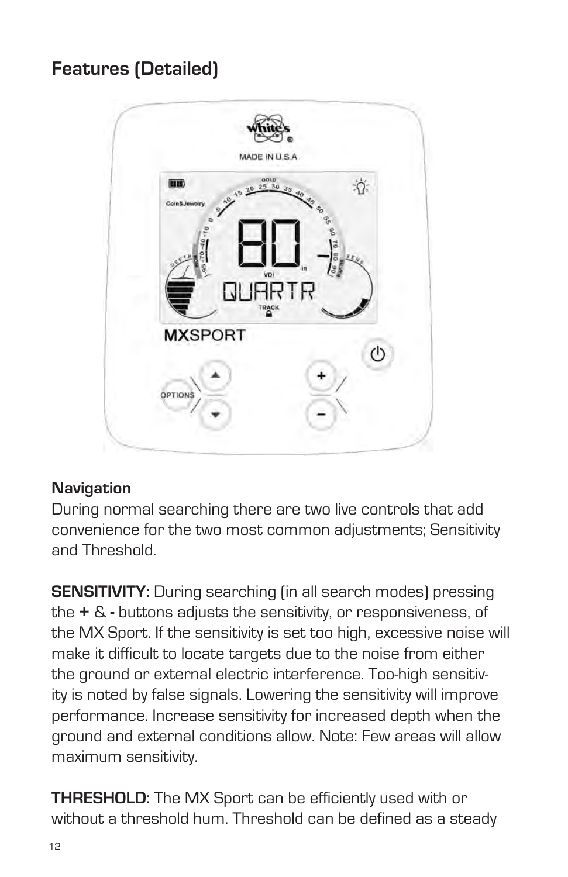## Features (Detailed)

### Navigation

During normal searching there are two live controls that add convenience for the two most common adjustments; Sensitivity and Threshold.

**SENSITIVITY:** During searching (in all search modes) pressing the **+** & **-** buttons adjusts the sensitivity, or responsiveness, of the MX Sport. If the sensitivity is set too high, excessive noise will make it difficult to locate targets due to the noise from either the ground or external electric interference. Too-high sensitivity is noted by false signals. Lowering the sensitivity will improve performance. Increase sensitivity for increased depth when the ground and external conditions allow. Note: Few areas will allow maximum sensitivity.

**THRESHOLD:** The MX Sport can be efficiently used with or without a threshold hum. Threshold can be defined as a steady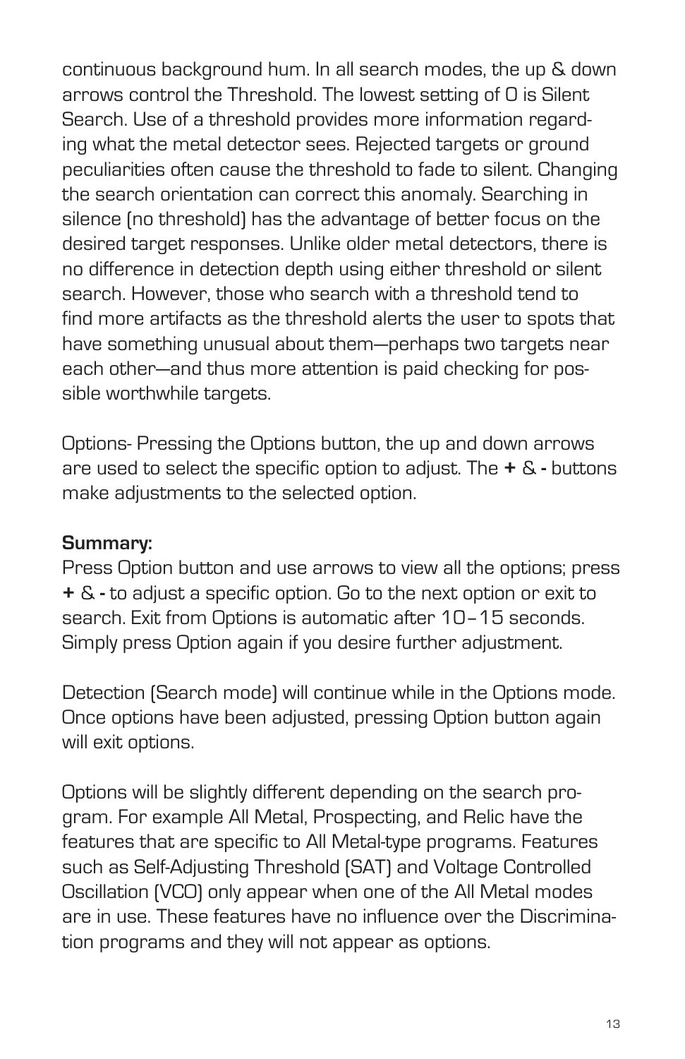continuous background hum. In all search modes, the up & down arrows control the Threshold. The lowest setting of 0 is Silent Search. Use of a threshold provides more information regarding what the metal detector sees. Rejected targets or ground peculiarities often cause the threshold to fade to silent. Changing the search orientation can correct this anomaly. Searching in silence (no threshold) has the advantage of better focus on the desired target responses. Unlike older metal detectors, there is no difference in detection depth using either threshold or silent search. However, those who search with a threshold tend to find more artifacts as the threshold alerts the user to spots that have something unusual about them—perhaps two targets near each other—and thus more attention is paid checking for possible worthwhile targets.

Options- Pressing the Options button, the up and down arrows are used to select the specific option to adjust. The **+** & **-** buttons make adjustments to the selected option.

**Summary:**
Press Option button and use arrows to view all the options; press **+** & **-** to adjust a specific option. Go to the next option or exit to search. Exit from Options is automatic after 10–15 seconds. Simply press Option again if you desire further adjustment.

Detection (Search mode) will continue while in the Options mode. Once options have been adjusted, pressing Option button again will exit options.

Options will be slightly different depending on the search program. For example All Metal, Prospecting, and Relic have the features that are specific to All Metal-type programs. Features such as Self-Adjusting Threshold (SAT) and Voltage Controlled Oscillation (VCO) only appear when one of the All Metal modes are in use. These features have no influence over the Discrimination programs and they will not appear as options.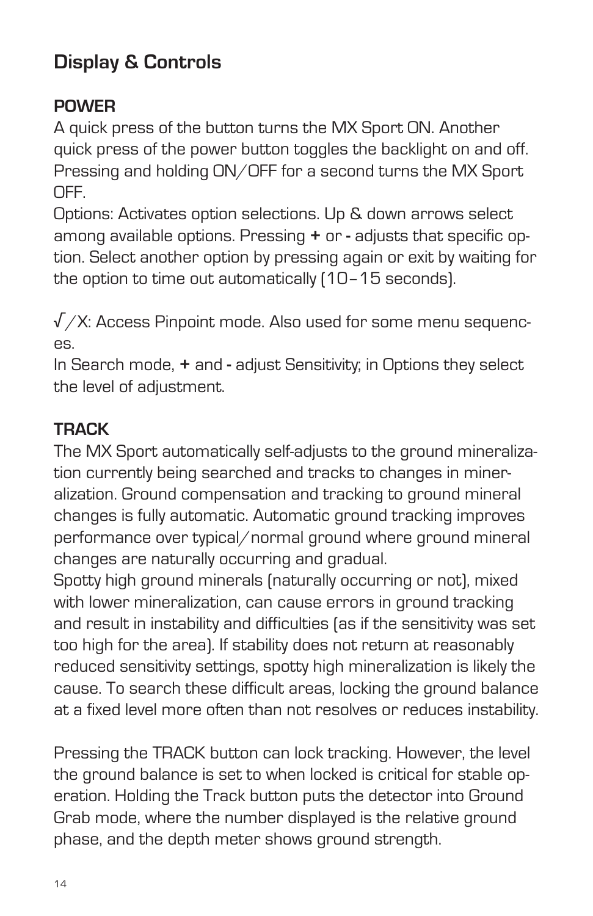## Display & Controls

### POWER

A quick press of the button turns the MX Sport ON. Another quick press of the power button toggles the backlight on and off. Pressing and holding ON/OFF for a second turns the MX Sport OFF.

Options: Activates option selections. Up & down arrows select among available options. Pressing **+** or **-** adjusts that specific option. Select another option by pressing again or exit by waiting for the option to time out automatically (10–15 seconds).

√/X: Access Pinpoint mode. Also used for some menu sequences.

In Search mode, **+** and **-** adjust Sensitivity; in Options they select the level of adjustment.

### TRACK

The MX Sport automatically self-adjusts to the ground mineralization currently being searched and tracks to changes in mineralization. Ground compensation and tracking to ground mineral changes is fully automatic. Automatic ground tracking improves performance over typical/normal ground where ground mineral changes are naturally occurring and gradual.

Spotty high ground minerals (naturally occurring or not), mixed with lower mineralization, can cause errors in ground tracking and result in instability and difficulties (as if the sensitivity was set too high for the area). If stability does not return at reasonably reduced sensitivity settings, spotty high mineralization is likely the cause. To search these difficult areas, locking the ground balance at a fixed level more often than not resolves or reduces instability.

Pressing the TRACK button can lock tracking. However, the level the ground balance is set to when locked is critical for stable operation. Holding the Track button puts the detector into Ground Grab mode, where the number displayed is the relative ground phase, and the depth meter shows ground strength.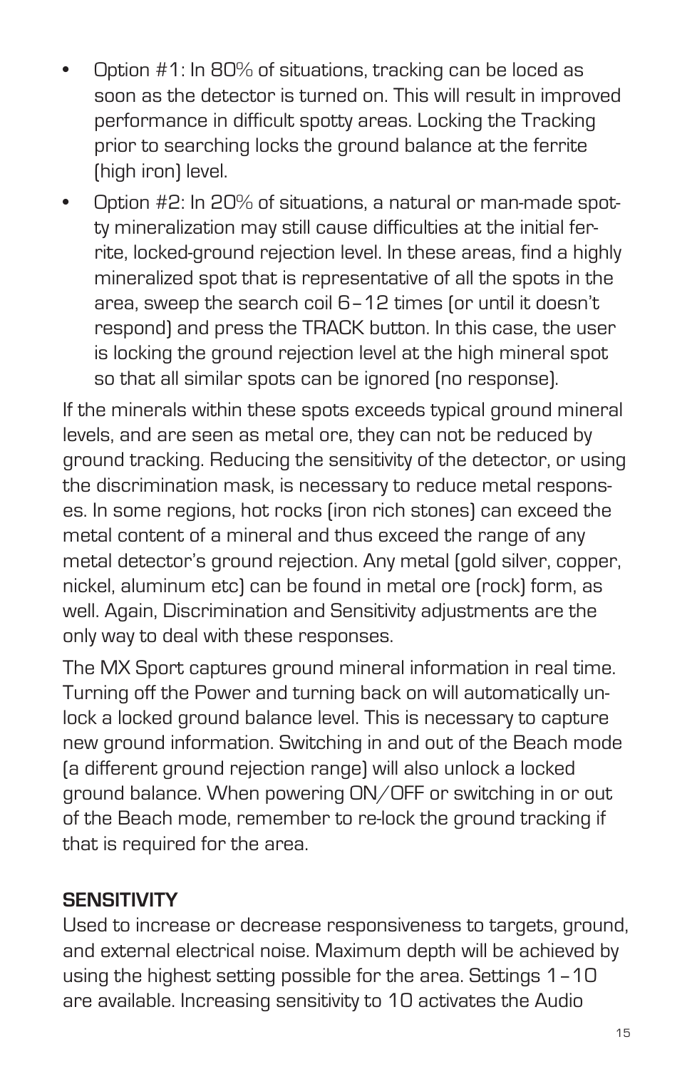- Option #1: In 80% of situations, tracking can be loced as soon as the detector is turned on. This will result in improved performance in difficult spotty areas. Locking the Tracking prior to searching locks the ground balance at the ferrite (high iron) level.
- Option #2: In 20% of situations, a natural or man-made spotty mineralization may still cause difficulties at the initial ferrite, locked-ground rejection level. In these areas, find a highly mineralized spot that is representative of all the spots in the area, sweep the search coil 6 – 12 times (or until it doesn't respond) and press the TRACK button. In this case, the user is locking the ground rejection level at the high mineral spot so that all similar spots can be ignored (no response).

If the minerals within these spots exceeds typical ground mineral levels, and are seen as metal ore, they can not be reduced by ground tracking. Reducing the sensitivity of the detector, or using the discrimination mask, is necessary to reduce metal responses. In some regions, hot rocks (iron rich stones) can exceed the metal content of a mineral and thus exceed the range of any metal detector's ground rejection. Any metal (gold silver, copper, nickel, aluminum etc) can be found in metal ore (rock) form, as well. Again, Discrimination and Sensitivity adjustments are the only way to deal with these responses.

The MX Sport captures ground mineral information in real time. Turning off the Power and turning back on will automatically unlock a locked ground balance level. This is necessary to capture new ground information. Switching in and out of the Beach mode (a different ground rejection range) will also unlock a locked ground balance. When powering ON/OFF or switching in or out of the Beach mode, remember to re-lock the ground tracking if that is required for the area.

**SENSITIVITY**

Used to increase or decrease responsiveness to targets, ground, and external electrical noise. Maximum depth will be achieved by using the highest setting possible for the area. Settings 1 – 10 are available. Increasing sensitivity to 10 activates the Audio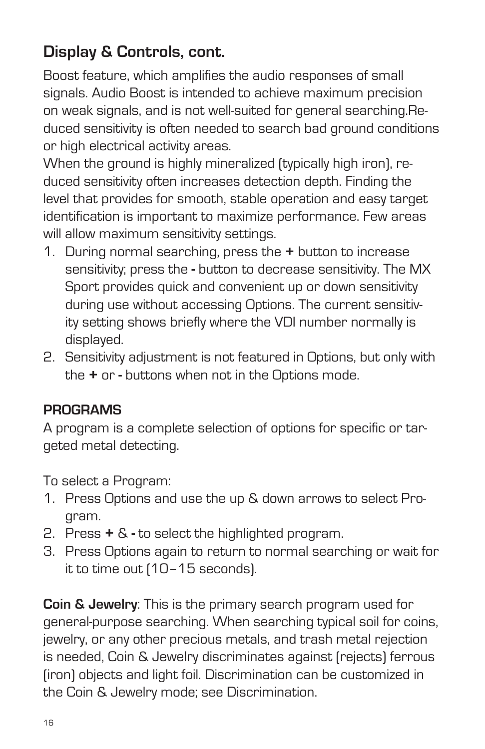## Display & Controls, cont.

Boost feature, which amplifies the audio responses of small signals. Audio Boost is intended to achieve maximum precision on weak signals, and is not well-suited for general searching.Reduced sensitivity is often needed to search bad ground conditions or high electrical activity areas.

When the ground is highly mineralized (typically high iron), reduced sensitivity often increases detection depth. Finding the level that provides for smooth, stable operation and easy target identification is important to maximize performance. Few areas will allow maximum sensitivity settings.

1. During normal searching, press the **+** button to increase sensitivity; press the **-** button to decrease sensitivity. The MX Sport provides quick and convenient up or down sensitivity during use without accessing Options. The current sensitivity setting shows briefly where the VDI number normally is displayed.
2. Sensitivity adjustment is not featured in Options, but only with the **+** or **-** buttons when not in the Options mode.

**PROGRAMS**

A program is a complete selection of options for specific or targeted metal detecting.

To select a Program:

1. Press Options and use the up & down arrows to select Program.
2. Press **+** & **-** to select the highlighted program.
3. Press Options again to return to normal searching or wait for it to time out (10–15 seconds).

**Coin & Jewelry**: This is the primary search program used for general-purpose searching. When searching typical soil for coins, jewelry, or any other precious metals, and trash metal rejection is needed, Coin & Jewelry discriminates against (rejects) ferrous (iron) objects and light foil. Discrimination can be customized in the Coin & Jewelry mode; see Discrimination.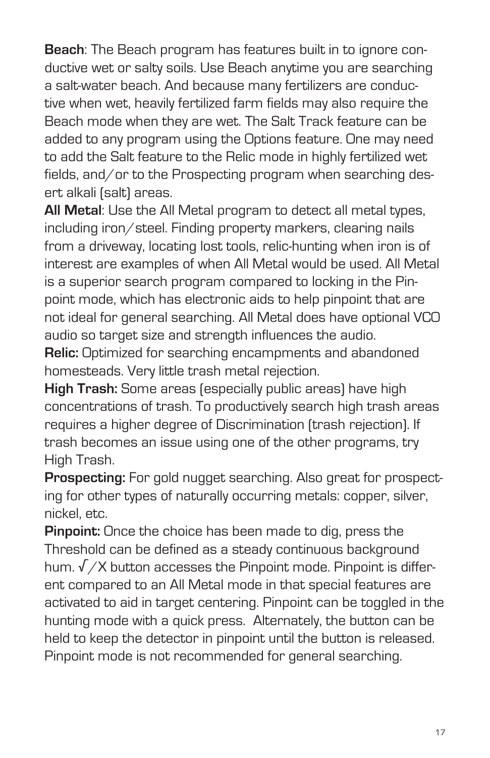**Beach**: The Beach program has features built in to ignore conductive wet or salty soils. Use Beach anytime you are searching a salt-water beach. And because many fertilizers are conductive when wet, heavily fertilized farm fields may also require the Beach mode when they are wet. The Salt Track feature can be added to any program using the Options feature. One may need to add the Salt feature to the Relic mode in highly fertilized wet fields, and/or to the Prospecting program when searching desert alkali (salt) areas.

**All Metal**: Use the All Metal program to detect all metal types, including iron/steel. Finding property markers, clearing nails from a driveway, locating lost tools, relic-hunting when iron is of interest are examples of when All Metal would be used. All Metal is a superior search program compared to locking in the Pinpoint mode, which has electronic aids to help pinpoint that are not ideal for general searching. All Metal does have optional VCO audio so target size and strength influences the audio.

**Relic:** Optimized for searching encampments and abandoned homesteads. Very little trash metal rejection.

**High Trash:** Some areas (especially public areas) have high concentrations of trash. To productively search high trash areas requires a higher degree of Discrimination (trash rejection). If trash becomes an issue using one of the other programs, try High Trash.

**Prospecting:** For gold nugget searching. Also great for prospecting for other types of naturally occurring metals: copper, silver, nickel, etc.

**Pinpoint:** Once the choice has been made to dig, press the Threshold can be defined as a steady continuous background hum. √/X button accesses the Pinpoint mode. Pinpoint is different compared to an All Metal mode in that special features are activated to aid in target centering. Pinpoint can be toggled in the hunting mode with a quick press. Alternately, the button can be held to keep the detector in pinpoint until the button is released. Pinpoint mode is not recommended for general searching.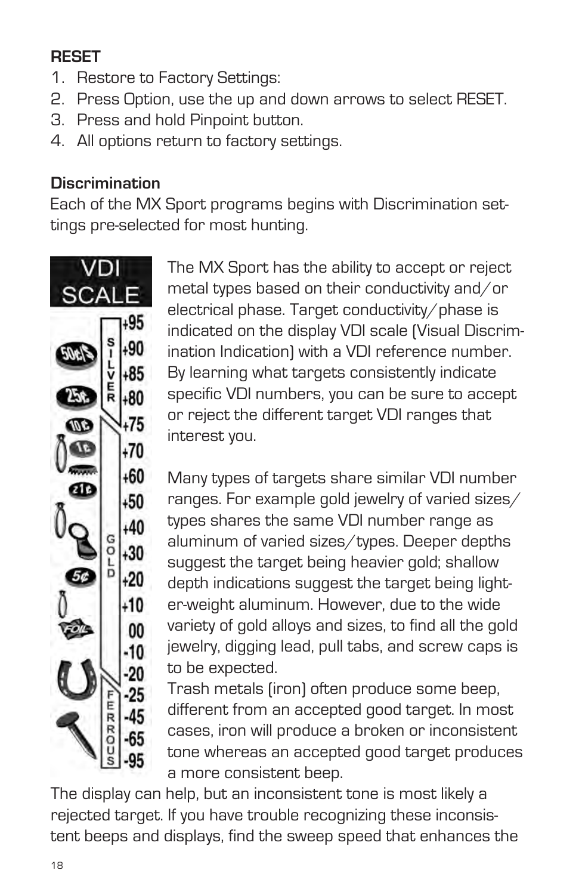**RESET**

1. Restore to Factory Settings:
2. Press Option, use the up and down arrows to select RESET.
3. Press and hold Pinpoint button.
4. All options return to factory settings.

**Discrimination**

Each of the MX Sport programs begins with Discrimination settings pre-selected for most hunting.

The MX Sport has the ability to accept or reject metal types based on their conductivity and/or electrical phase. Target conductivity/phase is indicated on the display VDI scale (Visual Discrimination Indication) with a VDI reference number. By learning what targets consistently indicate specific VDI numbers, you can be sure to accept or reject the different target VDI ranges that interest you.

Many types of targets share similar VDI number ranges. For example gold jewelry of varied sizes/types shares the same VDI number range as aluminum of varied sizes/types. Deeper depths suggest the target being heavier gold; shallow depth indications suggest the target being lighter-weight aluminum. However, due to the wide variety of gold alloys and sizes, to find all the gold jewelry, digging lead, pull tabs, and screw caps is to be expected.

Trash metals (iron) often produce some beep, different from an accepted good target. In most cases, iron will produce a broken or inconsistent tone whereas an accepted good target produces a more consistent beep.

The display can help, but an inconsistent tone is most likely a rejected target. If you have trouble recognizing these inconsistent beeps and displays, find the sweep speed that enhances the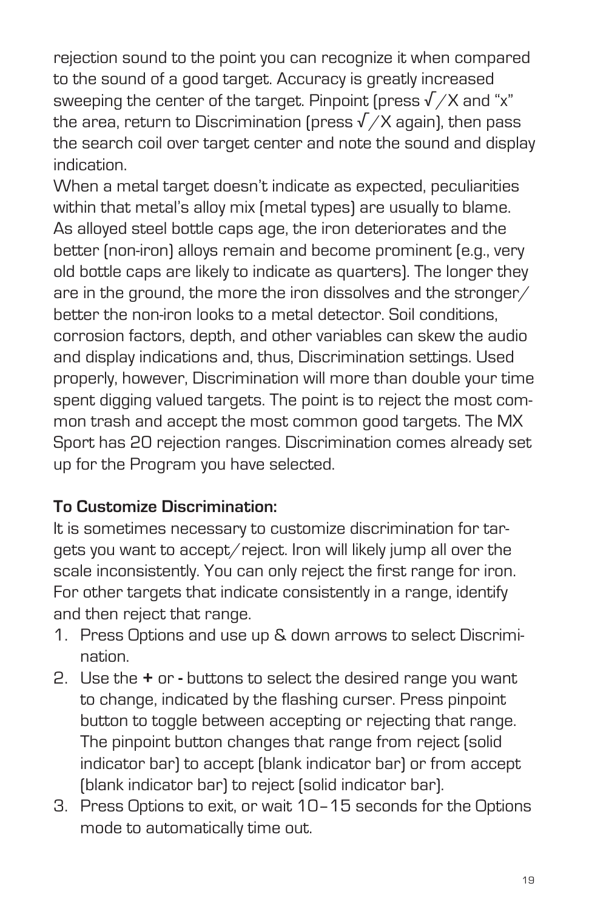rejection sound to the point you can recognize it when compared to the sound of a good target. Accuracy is greatly increased sweeping the center of the target. Pinpoint (press √/X and "x" the area, return to Discrimination (press √/X again), then pass the search coil over target center and note the sound and display indication.

When a metal target doesn't indicate as expected, peculiarities within that metal's alloy mix (metal types) are usually to blame. As alloyed steel bottle caps age, the iron deteriorates and the better (non-iron) alloys remain and become prominent (e.g., very old bottle caps are likely to indicate as quarters). The longer they are in the ground, the more the iron dissolves and the stronger/better the non-iron looks to a metal detector. Soil conditions, corrosion factors, depth, and other variables can skew the audio and display indications and, thus, Discrimination settings. Used properly, however, Discrimination will more than double your time spent digging valued targets. The point is to reject the most common trash and accept the most common good targets. The MX Sport has 20 rejection ranges. Discrimination comes already set up for the Program you have selected.

**To Customize Discrimination:**

It is sometimes necessary to customize discrimination for targets you want to accept/reject. Iron will likely jump all over the scale inconsistently. You can only reject the first range for iron. For other targets that indicate consistently in a range, identify and then reject that range.

1. Press Options and use up & down arrows to select Discrimination.
2. Use the **+** or **-** buttons to select the desired range you want to change, indicated by the flashing curser. Press pinpoint button to toggle between accepting or rejecting that range. The pinpoint button changes that range from reject (solid indicator bar) to accept (blank indicator bar) or from accept (blank indicator bar) to reject (solid indicator bar).
3. Press Options to exit, or wait 10–15 seconds for the Options mode to automatically time out.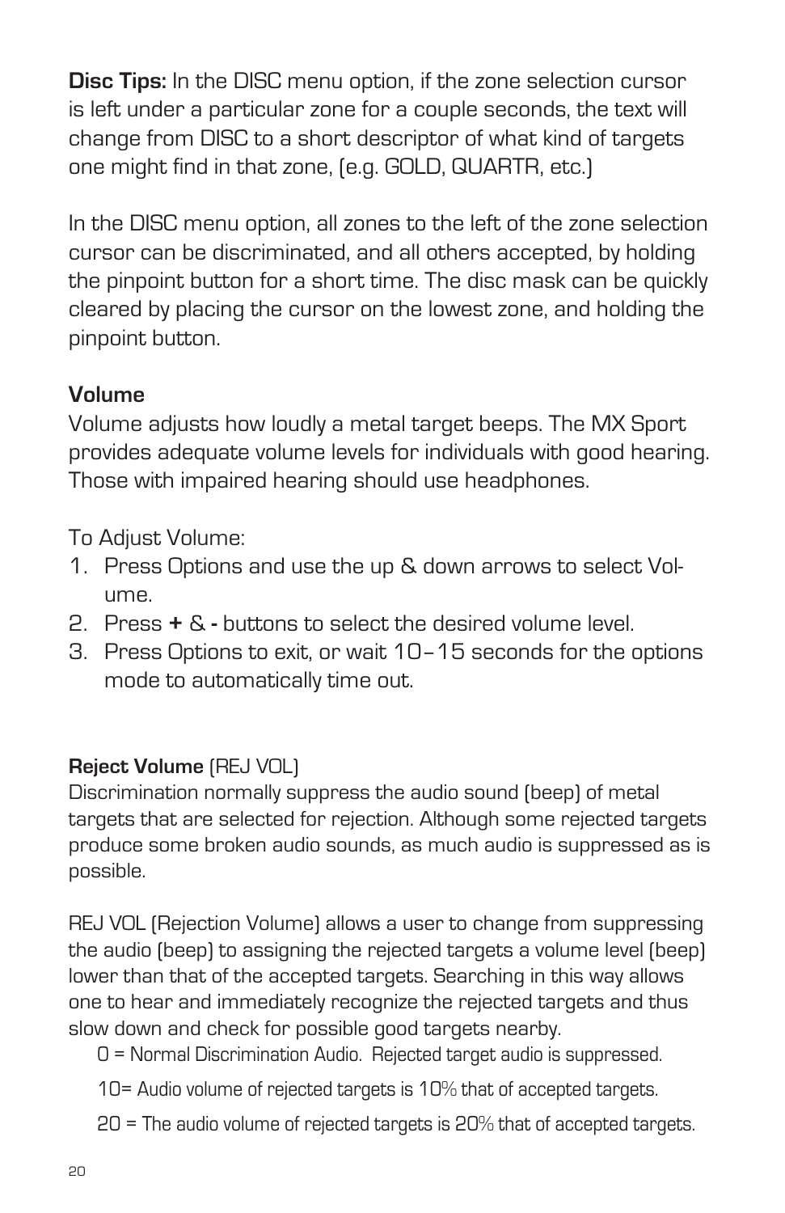**Disc Tips:** In the DISC menu option, if the zone selection cursor is left under a particular zone for a couple seconds, the text will change from DISC to a short descriptor of what kind of targets one might find in that zone, (e.g. GOLD, QUARTR, etc.)

In the DISC menu option, all zones to the left of the zone selection cursor can be discriminated, and all others accepted, by holding the pinpoint button for a short time. The disc mask can be quickly cleared by placing the cursor on the lowest zone, and holding the pinpoint button.

### Volume

Volume adjusts how loudly a metal target beeps. The MX Sport provides adequate volume levels for individuals with good hearing. Those with impaired hearing should use headphones.

To Adjust Volume:

1. Press Options and use the up & down arrows to select Volume.
2. Press **+** & **-** buttons to select the desired volume level.
3. Press Options to exit, or wait 10–15 seconds for the options mode to automatically time out.

#### Reject Volume (REJ VOL)

Discrimination normally suppress the audio sound (beep) of metal targets that are selected for rejection. Although some rejected targets produce some broken audio sounds, as much audio is suppressed as is possible.

REJ VOL (Rejection Volume) allows a user to change from suppressing the audio (beep) to assigning the rejected targets a volume level (beep) lower than that of the accepted targets. Searching in this way allows one to hear and immediately recognize the rejected targets and thus slow down and check for possible good targets nearby.

0 = Normal Discrimination Audio. Rejected target audio is suppressed.

10= Audio volume of rejected targets is 10% that of accepted targets.

20 = The audio volume of rejected targets is 20% that of accepted targets.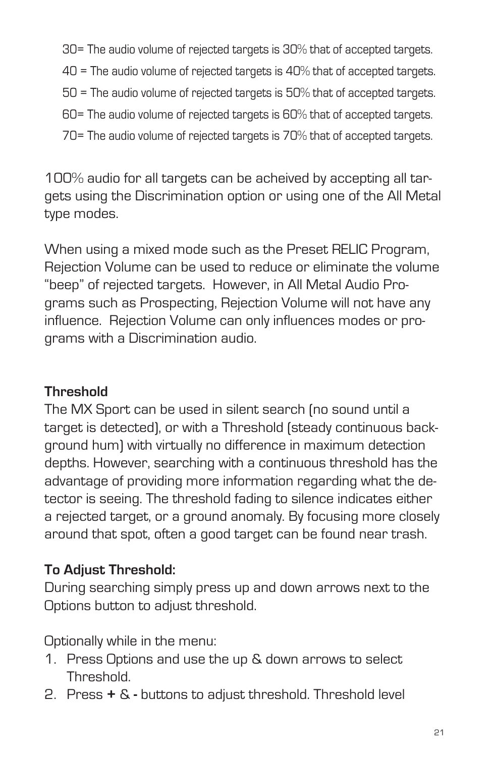30= The audio volume of rejected targets is 30% that of accepted targets.

40 = The audio volume of rejected targets is 40% that of accepted targets.

50 = The audio volume of rejected targets is 50% that of accepted targets.

60= The audio volume of rejected targets is 60% that of accepted targets.

70= The audio volume of rejected targets is 70% that of accepted targets.

100% audio for all targets can be acheived by accepting all targets using the Discrimination option or using one of the All Metal type modes.

When using a mixed mode such as the Preset RELIC Program, Rejection Volume can be used to reduce or eliminate the volume "beep" of rejected targets. However, in All Metal Audio Programs such as Prospecting, Rejection Volume will not have any influence. Rejection Volume can only influences modes or programs with a Discrimination audio.

**Threshold**

The MX Sport can be used in silent search (no sound until a target is detected), or with a Threshold (steady continuous background hum) with virtually no difference in maximum detection depths. However, searching with a continuous threshold has the advantage of providing more information regarding what the detector is seeing. The threshold fading to silence indicates either a rejected target, or a ground anomaly. By focusing more closely around that spot, often a good target can be found near trash.

**To Adjust Threshold:**

During searching simply press up and down arrows next to the Options button to adjust threshold.

Optionally while in the menu:

1. Press Options and use the up & down arrows to select Threshold.
2. Press **+** & **-** buttons to adjust threshold. Threshold level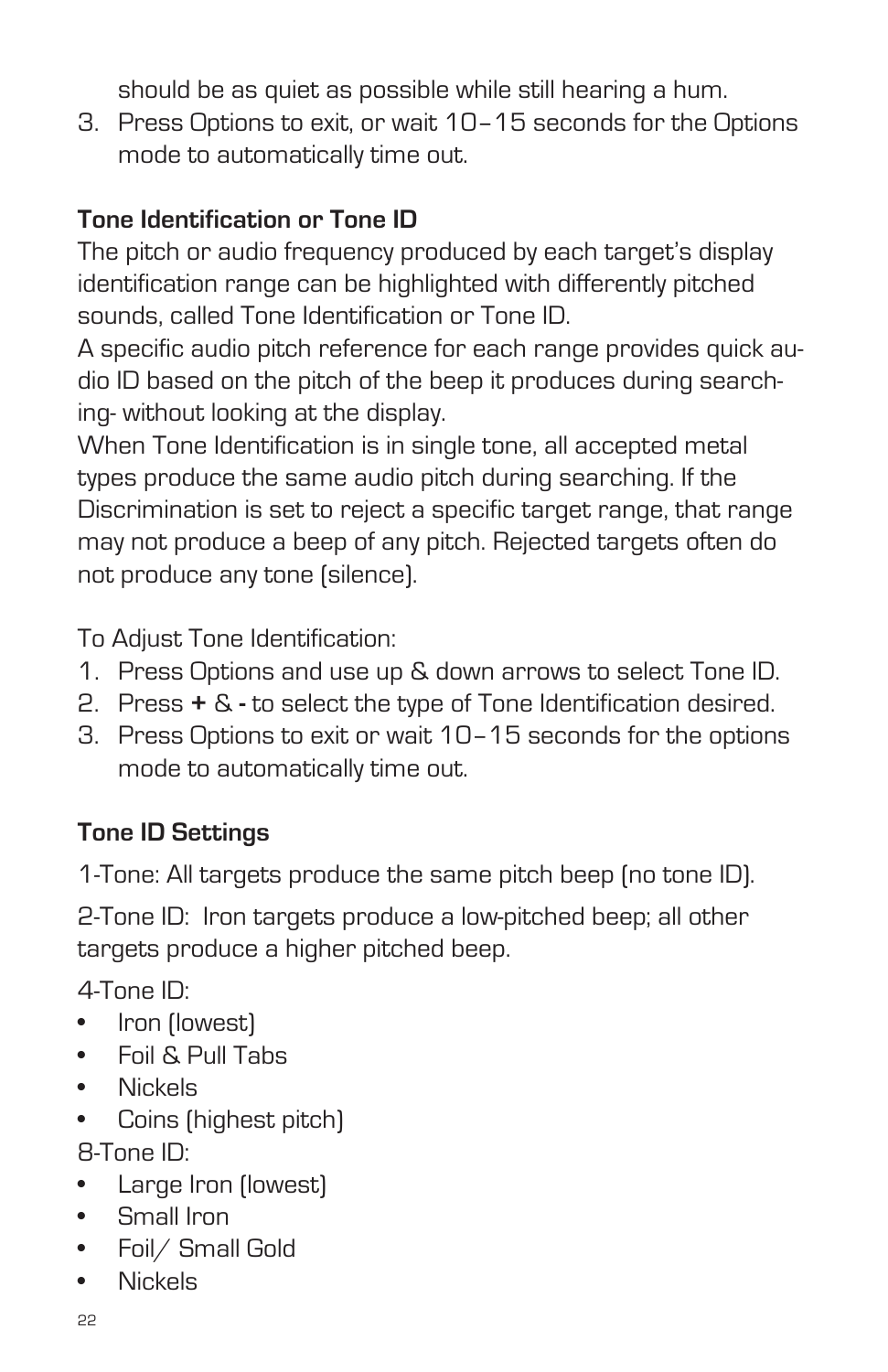should be as quiet as possible while still hearing a hum.

3. Press Options to exit, or wait 10–15 seconds for the Options mode to automatically time out.

**Tone Identification or Tone ID**

The pitch or audio frequency produced by each target's display identification range can be highlighted with differently pitched sounds, called Tone Identification or Tone ID.

A specific audio pitch reference for each range provides quick audio ID based on the pitch of the beep it produces during searching- without looking at the display.

When Tone Identification is in single tone, all accepted metal types produce the same audio pitch during searching. If the Discrimination is set to reject a specific target range, that range may not produce a beep of any pitch. Rejected targets often do not produce any tone (silence).

To Adjust Tone Identification:

1. Press Options and use up & down arrows to select Tone ID.
2. Press **+** & **-** to select the type of Tone Identification desired.
3. Press Options to exit or wait 10–15 seconds for the options mode to automatically time out.

**Tone ID Settings**

1-Tone: All targets produce the same pitch beep (no tone ID).

2-Tone ID: Iron targets produce a low-pitched beep; all other targets produce a higher pitched beep.

4-Tone ID:

- Iron (lowest)
- Foil & Pull Tabs
- Nickels
- Coins (highest pitch)

8-Tone ID:

- Large Iron (lowest)
- Small Iron
- Foil/ Small Gold
- Nickels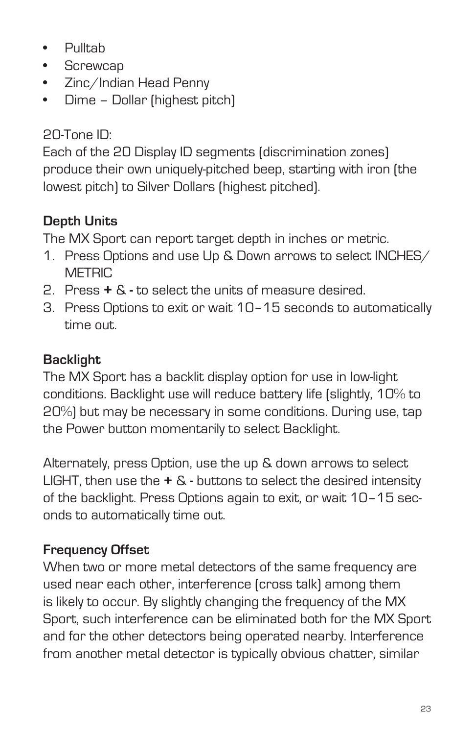- Pulltab
- Screwcap
- Zinc/Indian Head Penny
- Dime – Dollar (highest pitch)

20-Tone ID:
Each of the 20 Display ID segments (discrimination zones) produce their own uniquely-pitched beep, starting with iron (the lowest pitch) to Silver Dollars (highest pitched).

**Depth Units**

The MX Sport can report target depth in inches or metric.

1. Press Options and use Up & Down arrows to select INCHES/METRIC
2. Press **+** & **-** to select the units of measure desired.
3. Press Options to exit or wait 10–15 seconds to automatically time out.

**Backlight**

The MX Sport has a backlit display option for use in low-light conditions. Backlight use will reduce battery life (slightly, 10% to 20%) but may be necessary in some conditions. During use, tap the Power button momentarily to select Backlight.

Alternately, press Option, use the up & down arrows to select LIGHT, then use the **+** & **-** buttons to select the desired intensity of the backlight. Press Options again to exit, or wait 10–15 seconds to automatically time out.

**Frequency Offset**

When two or more metal detectors of the same frequency are used near each other, interference (cross talk) among them is likely to occur. By slightly changing the frequency of the MX Sport, such interference can be eliminated both for the MX Sport and for the other detectors being operated nearby. Interference from another metal detector is typically obvious chatter, similar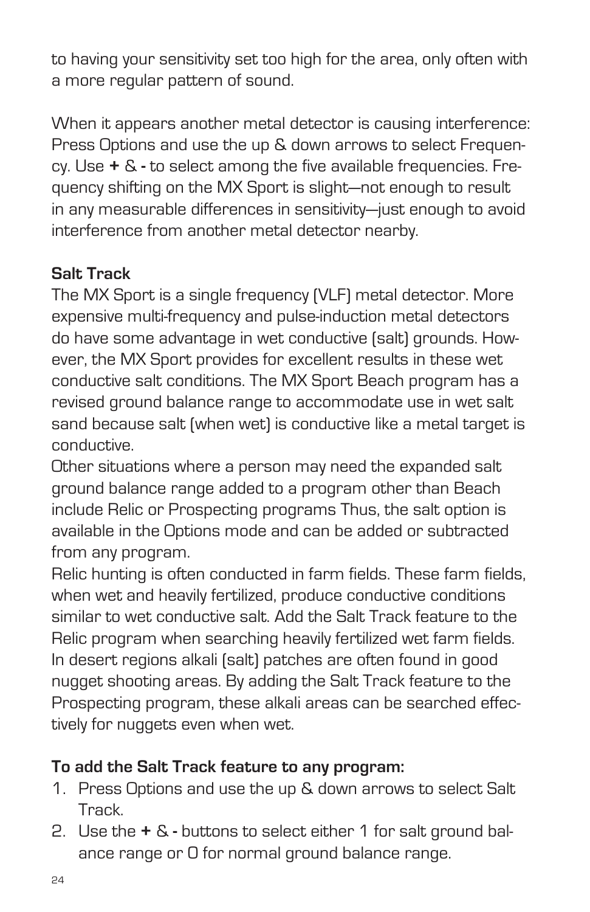to having your sensitivity set too high for the area, only often with a more regular pattern of sound.

When it appears another metal detector is causing interference: Press Options and use the up & down arrows to select Frequency. Use **+** & **-** to select among the five available frequencies. Frequency shifting on the MX Sport is slight—not enough to result in any measurable differences in sensitivity—just enough to avoid interference from another metal detector nearby.

**Salt Track**

The MX Sport is a single frequency (VLF) metal detector. More expensive multi-frequency and pulse-induction metal detectors do have some advantage in wet conductive (salt) grounds. However, the MX Sport provides for excellent results in these wet conductive salt conditions. The MX Sport Beach program has a revised ground balance range to accommodate use in wet salt sand because salt (when wet) is conductive like a metal target is conductive.

Other situations where a person may need the expanded salt ground balance range added to a program other than Beach include Relic or Prospecting programs Thus, the salt option is available in the Options mode and can be added or subtracted from any program.

Relic hunting is often conducted in farm fields. These farm fields, when wet and heavily fertilized, produce conductive conditions similar to wet conductive salt. Add the Salt Track feature to the Relic program when searching heavily fertilized wet farm fields. In desert regions alkali (salt) patches are often found in good nugget shooting areas. By adding the Salt Track feature to the Prospecting program, these alkali areas can be searched effectively for nuggets even when wet.

**To add the Salt Track feature to any program:**

1. Press Options and use the up & down arrows to select Salt Track.
2. Use the **+** & **-** buttons to select either 1 for salt ground balance range or 0 for normal ground balance range.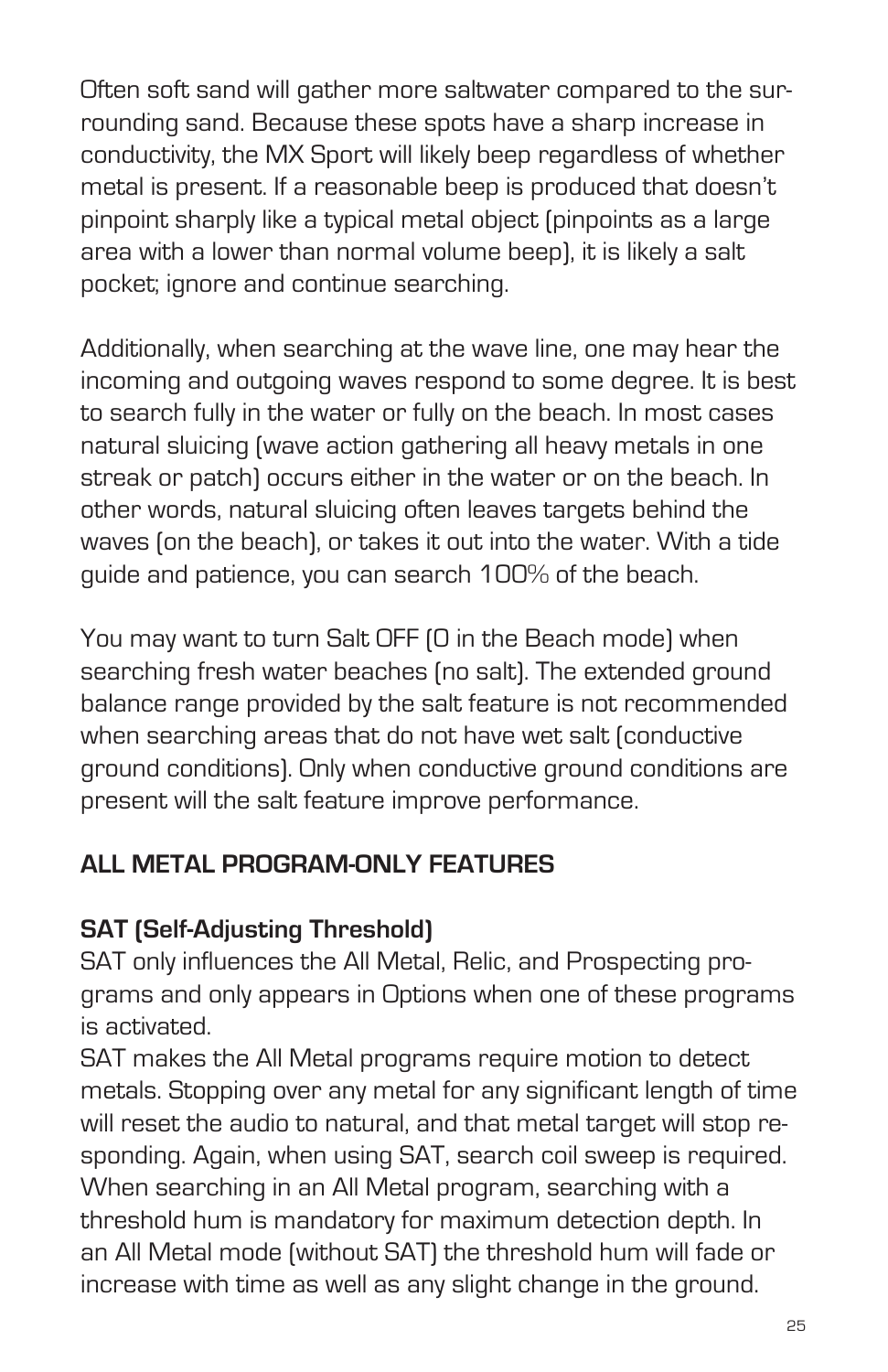Often soft sand will gather more saltwater compared to the surrounding sand. Because these spots have a sharp increase in conductivity, the MX Sport will likely beep regardless of whether metal is present. If a reasonable beep is produced that doesn't pinpoint sharply like a typical metal object (pinpoints as a large area with a lower than normal volume beep), it is likely a salt pocket; ignore and continue searching.

Additionally, when searching at the wave line, one may hear the incoming and outgoing waves respond to some degree. It is best to search fully in the water or fully on the beach. In most cases natural sluicing (wave action gathering all heavy metals in one streak or patch) occurs either in the water or on the beach. In other words, natural sluicing often leaves targets behind the waves (on the beach), or takes it out into the water. With a tide guide and patience, you can search 100% of the beach.

You may want to turn Salt OFF (0 in the Beach mode) when searching fresh water beaches (no salt). The extended ground balance range provided by the salt feature is not recommended when searching areas that do not have wet salt (conductive ground conditions). Only when conductive ground conditions are present will the salt feature improve performance.

## ALL METAL PROGRAM-ONLY FEATURES

### SAT (Self-Adjusting Threshold)

SAT only influences the All Metal, Relic, and Prospecting programs and only appears in Options when one of these programs is activated.

SAT makes the All Metal programs require motion to detect metals. Stopping over any metal for any significant length of time will reset the audio to natural, and that metal target will stop responding. Again, when using SAT, search coil sweep is required. When searching in an All Metal program, searching with a threshold hum is mandatory for maximum detection depth. In an All Metal mode (without SAT) the threshold hum will fade or increase with time as well as any slight change in the ground.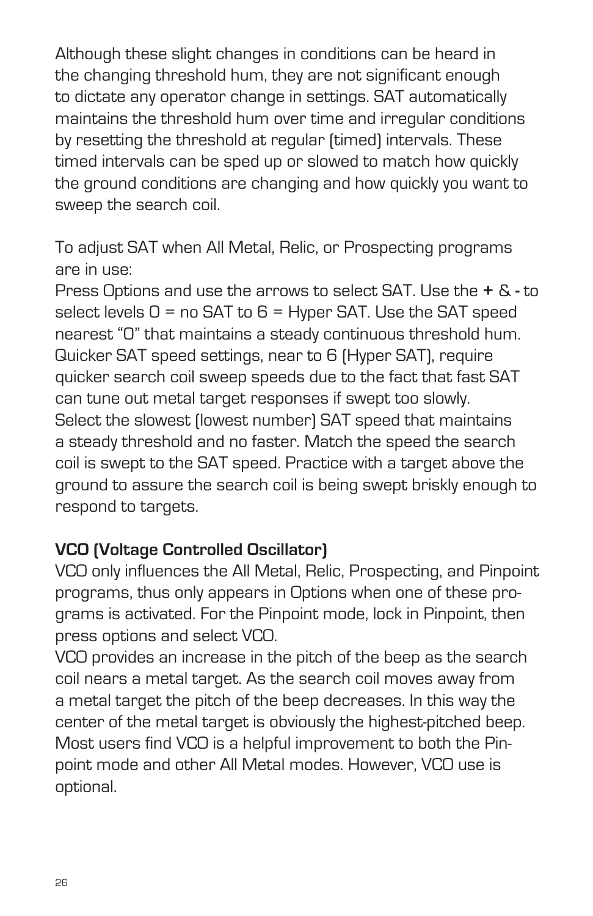Although these slight changes in conditions can be heard in the changing threshold hum, they are not significant enough to dictate any operator change in settings. SAT automatically maintains the threshold hum over time and irregular conditions by resetting the threshold at regular (timed) intervals. These timed intervals can be sped up or slowed to match how quickly the ground conditions are changing and how quickly you want to sweep the search coil.

To adjust SAT when All Metal, Relic, or Prospecting programs are in use:
Press Options and use the arrows to select SAT. Use the **+** & **-** to select levels 0 = no SAT to 6 = Hyper SAT. Use the SAT speed nearest "0" that maintains a steady continuous threshold hum. Quicker SAT speed settings, near to 6 (Hyper SAT), require quicker search coil sweep speeds due to the fact that fast SAT can tune out metal target responses if swept too slowly. Select the slowest (lowest number) SAT speed that maintains a steady threshold and no faster. Match the speed the search coil is swept to the SAT speed. Practice with a target above the ground to assure the search coil is being swept briskly enough to respond to targets.

**VCO (Voltage Controlled Oscillator)**

VCO only influences the All Metal, Relic, Prospecting, and Pinpoint programs, thus only appears in Options when one of these programs is activated. For the Pinpoint mode, lock in Pinpoint, then press options and select VCO.

VCO provides an increase in the pitch of the beep as the search coil nears a metal target. As the search coil moves away from a metal target the pitch of the beep decreases. In this way the center of the metal target is obviously the highest-pitched beep. Most users find VCO is a helpful improvement to both the Pinpoint mode and other All Metal modes. However, VCO use is optional.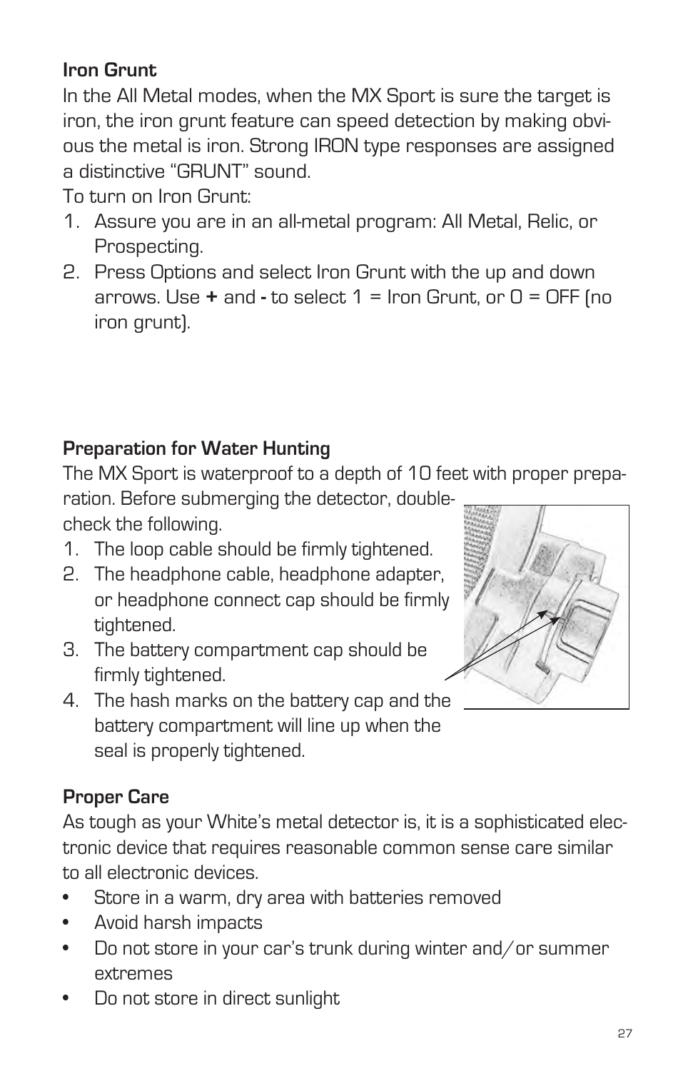**Iron Grunt**

In the All Metal modes, when the MX Sport is sure the target is iron, the iron grunt feature can speed detection by making obvious the metal is iron. Strong IRON type responses are assigned a distinctive "GRUNT" sound.

To turn on Iron Grunt:

1. Assure you are in an all-metal program: All Metal, Relic, or Prospecting.
2. Press Options and select Iron Grunt with the up and down arrows. Use **+** and **-** to select 1 = Iron Grunt, or 0 = OFF (no iron grunt).

**Preparation for Water Hunting**

The MX Sport is waterproof to a depth of 10 feet with proper preparation. Before submerging the detector, double-check the following.

1. The loop cable should be firmly tightened.
2. The headphone cable, headphone adapter, or headphone connect cap should be firmly tightened.
3. The battery compartment cap should be firmly tightened.
4. The hash marks on the battery cap and the battery compartment will line up when the seal is properly tightened.

**Proper Care**

As tough as your White's metal detector is, it is a sophisticated electronic device that requires reasonable common sense care similar to all electronic devices.

- Store in a warm, dry area with batteries removed
- Avoid harsh impacts
- Do not store in your car's trunk during winter and/or summer extremes
- Do not store in direct sunlight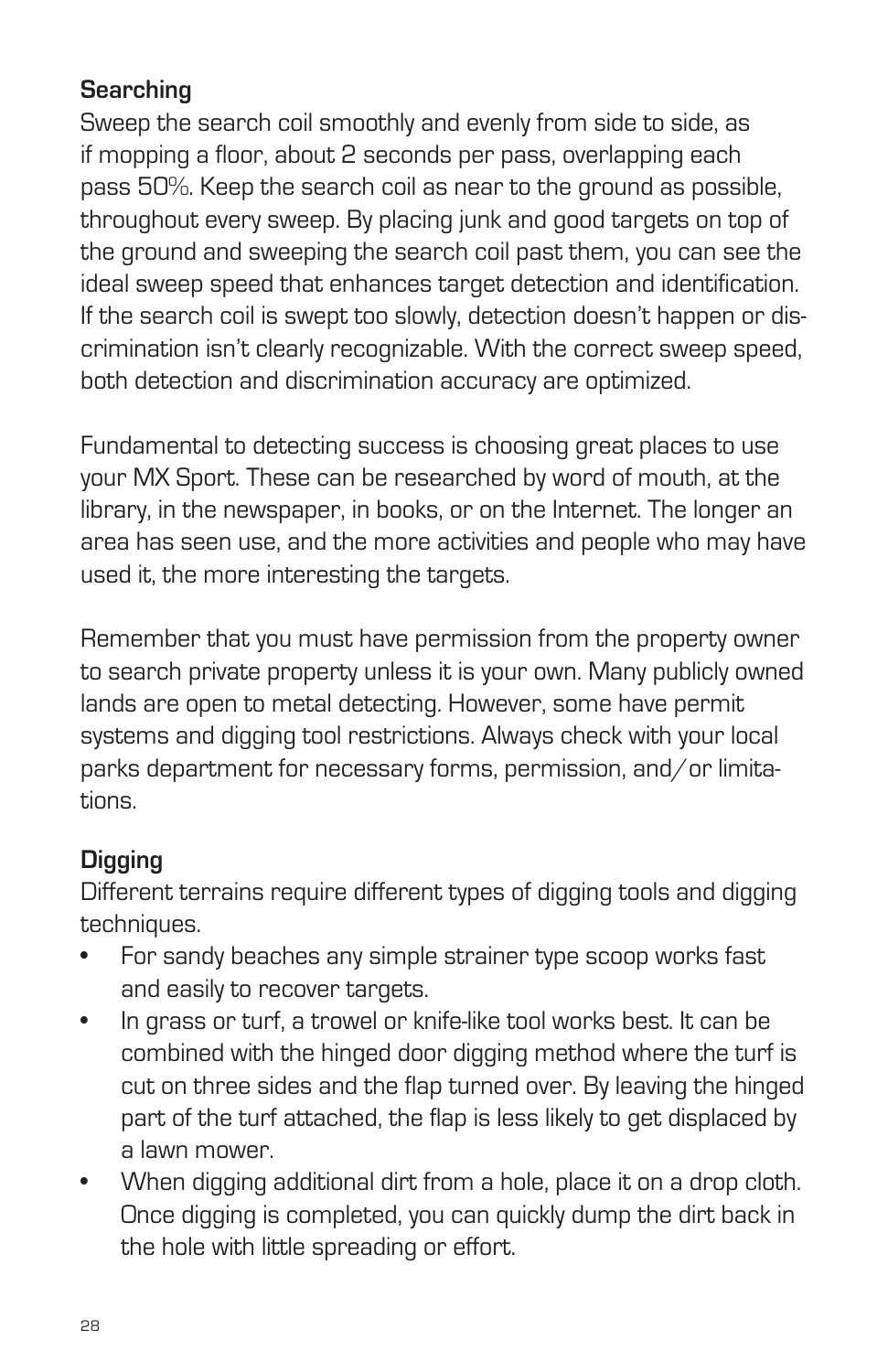### Searching

Sweep the search coil smoothly and evenly from side to side, as if mopping a floor, about 2 seconds per pass, overlapping each pass 50%. Keep the search coil as near to the ground as possible, throughout every sweep. By placing junk and good targets on top of the ground and sweeping the search coil past them, you can see the ideal sweep speed that enhances target detection and identification. If the search coil is swept too slowly, detection doesn't happen or discrimination isn't clearly recognizable. With the correct sweep speed, both detection and discrimination accuracy are optimized.

Fundamental to detecting success is choosing great places to use your MX Sport. These can be researched by word of mouth, at the library, in the newspaper, in books, or on the Internet. The longer an area has seen use, and the more activities and people who may have used it, the more interesting the targets.

Remember that you must have permission from the property owner to search private property unless it is your own. Many publicly owned lands are open to metal detecting. However, some have permit systems and digging tool restrictions. Always check with your local parks department for necessary forms, permission, and/or limitations.

### Digging

Different terrains require different types of digging tools and digging techniques.

- For sandy beaches any simple strainer type scoop works fast and easily to recover targets.
- In grass or turf, a trowel or knife-like tool works best. It can be combined with the hinged door digging method where the turf is cut on three sides and the flap turned over. By leaving the hinged part of the turf attached, the flap is less likely to get displaced by a lawn mower.
- When digging additional dirt from a hole, place it on a drop cloth. Once digging is completed, you can quickly dump the dirt back in the hole with little spreading or effort.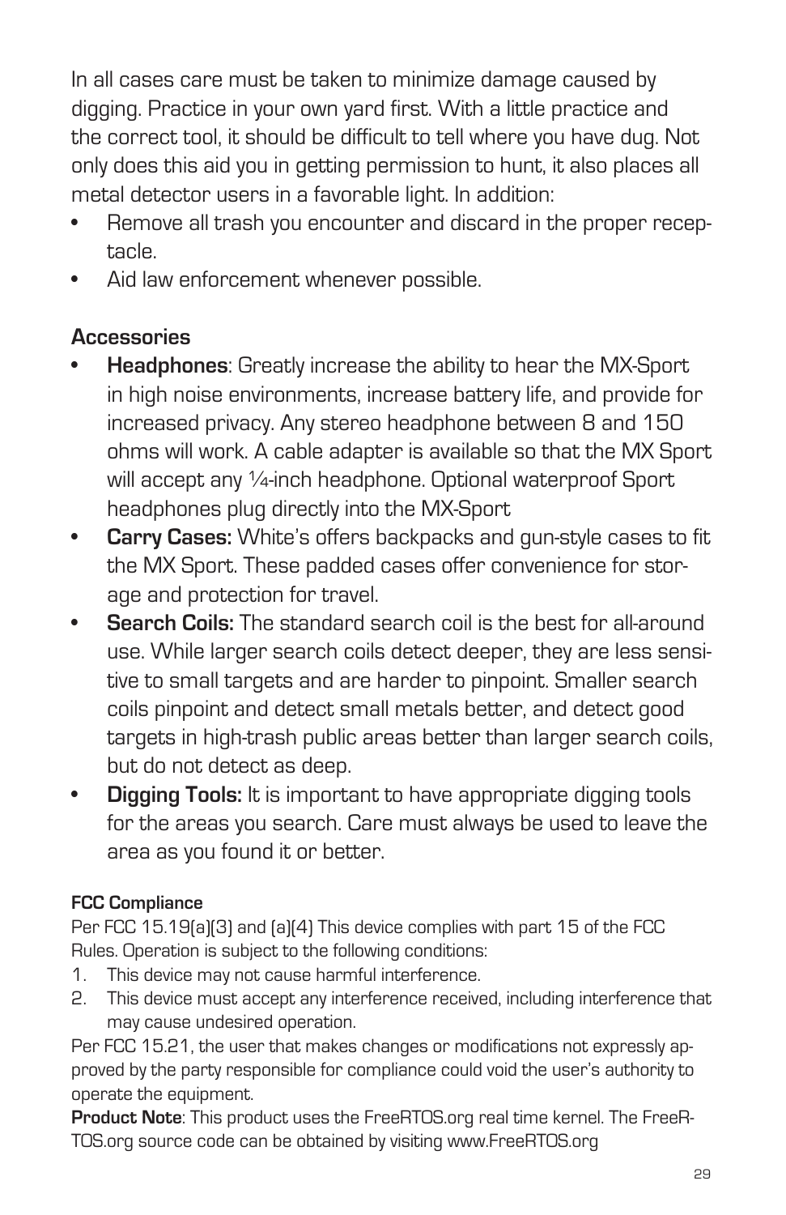In all cases care must be taken to minimize damage caused by digging. Practice in your own yard first. With a little practice and the correct tool, it should be difficult to tell where you have dug. Not only does this aid you in getting permission to hunt, it also places all metal detector users in a favorable light. In addition:

- Remove all trash you encounter and discard in the proper receptacle.
- Aid law enforcement whenever possible.

## Accessories

- **Headphones**: Greatly increase the ability to hear the MX-Sport in high noise environments, increase battery life, and provide for increased privacy. Any stereo headphone between 8 and 150 ohms will work. A cable adapter is available so that the MX Sport will accept any ¼-inch headphone. Optional waterproof Sport headphones plug directly into the MX-Sport
- **Carry Cases:** White's offers backpacks and gun-style cases to fit the MX Sport. These padded cases offer convenience for storage and protection for travel.
- **Search Coils:** The standard search coil is the best for all-around use. While larger search coils detect deeper, they are less sensitive to small targets and are harder to pinpoint. Smaller search coils pinpoint and detect small metals better, and detect good targets in high-trash public areas better than larger search coils, but do not detect as deep.
- **Digging Tools:** It is important to have appropriate digging tools for the areas you search. Care must always be used to leave the area as you found it or better.

### FCC Compliance

Per FCC 15.19(a)(3) and (a)(4) This device complies with part 15 of the FCC Rules. Operation is subject to the following conditions:

1. This device may not cause harmful interference.
2. This device must accept any interference received, including interference that may cause undesired operation.

Per FCC 15.21, the user that makes changes or modifications not expressly approved by the party responsible for compliance could void the user's authority to operate the equipment.

**Product Note**: This product uses the FreeRTOS.org real time kernel. The FreeRTOS.org source code can be obtained by visiting www.FreeRTOS.org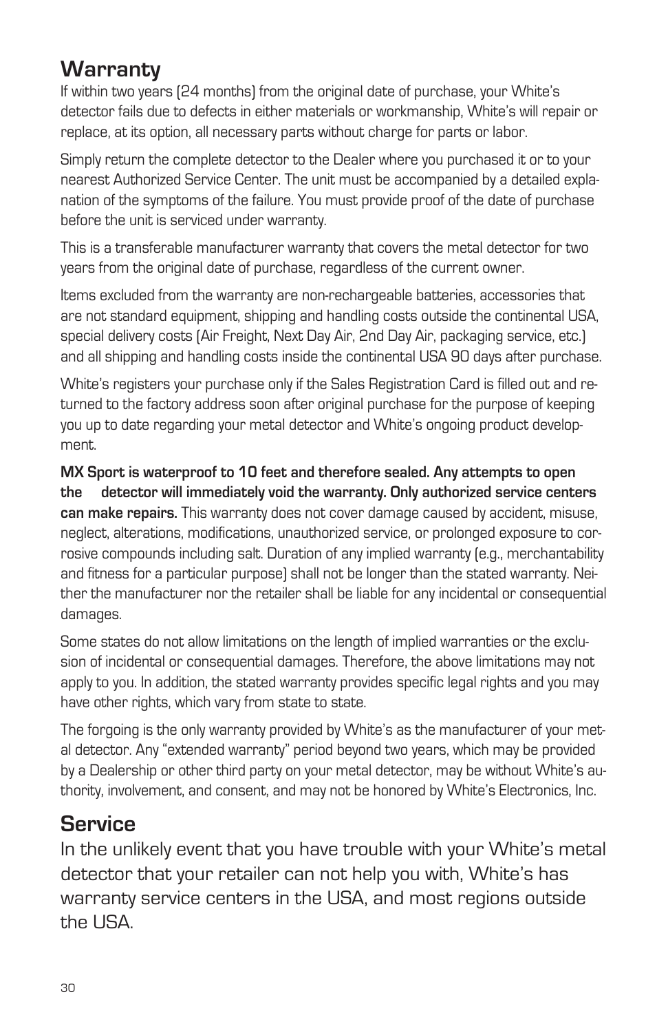## Warranty

If within two years (24 months) from the original date of purchase, your White's detector fails due to defects in either materials or workmanship, White's will repair or replace, at its option, all necessary parts without charge for parts or labor.

Simply return the complete detector to the Dealer where you purchased it or to your nearest Authorized Service Center. The unit must be accompanied by a detailed explanation of the symptoms of the failure. You must provide proof of the date of purchase before the unit is serviced under warranty.

This is a transferable manufacturer warranty that covers the metal detector for two years from the original date of purchase, regardless of the current owner.

Items excluded from the warranty are non-rechargeable batteries, accessories that are not standard equipment, shipping and handling costs outside the continental USA, special delivery costs (Air Freight, Next Day Air, 2nd Day Air, packaging service, etc.) and all shipping and handling costs inside the continental USA 90 days after purchase.

White's registers your purchase only if the Sales Registration Card is filled out and returned to the factory address soon after original purchase for the purpose of keeping you up to date regarding your metal detector and White's ongoing product development.

**MX Sport is waterproof to 10 feet and therefore sealed. Any attempts to open the detector will immediately void the warranty. Only authorized service centers can make repairs.** This warranty does not cover damage caused by accident, misuse, neglect, alterations, modifications, unauthorized service, or prolonged exposure to corrosive compounds including salt. Duration of any implied warranty (e.g., merchantability and fitness for a particular purpose) shall not be longer than the stated warranty. Neither the manufacturer nor the retailer shall be liable for any incidental or consequential damages.

Some states do not allow limitations on the length of implied warranties or the exclusion of incidental or consequential damages. Therefore, the above limitations may not apply to you. In addition, the stated warranty provides specific legal rights and you may have other rights, which vary from state to state.

The forgoing is the only warranty provided by White's as the manufacturer of your metal detector. Any "extended warranty" period beyond two years, which may be provided by a Dealership or other third party on your metal detector, may be without White's authority, involvement, and consent, and may not be honored by White's Electronics, Inc.

## Service

In the unlikely event that you have trouble with your White's metal detector that your retailer can not help you with, White's has warranty service centers in the USA, and most regions outside the USA.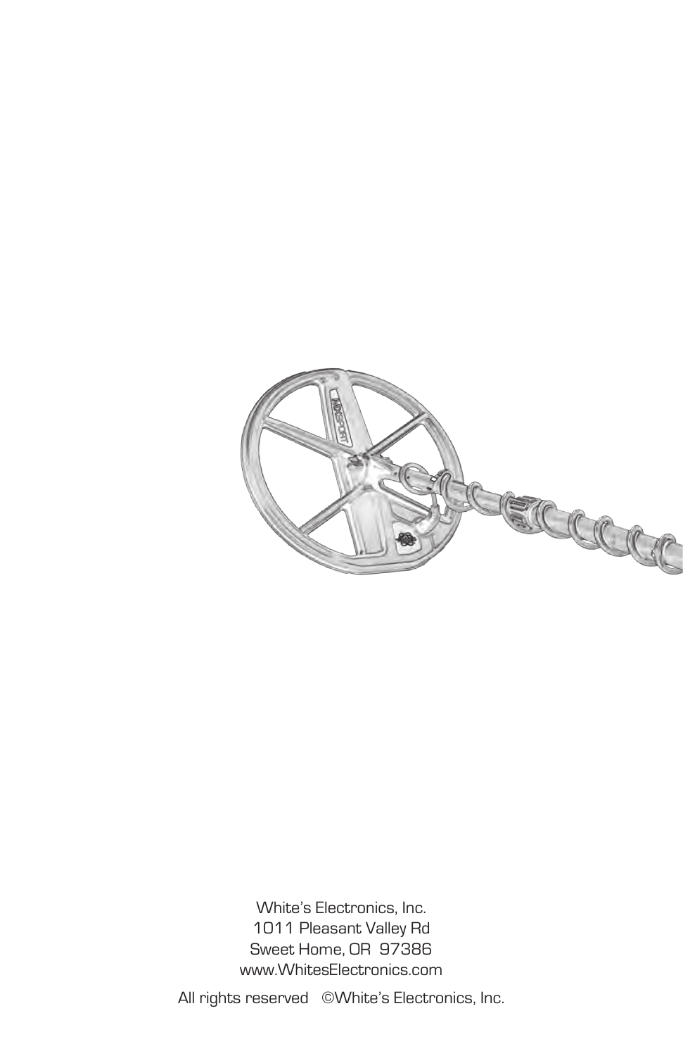White's Electronics, Inc.
1011 Pleasant Valley Rd
Sweet Home, OR 97386
www.WhitesElectronics.com

All rights reserved ©White's Electronics, Inc.